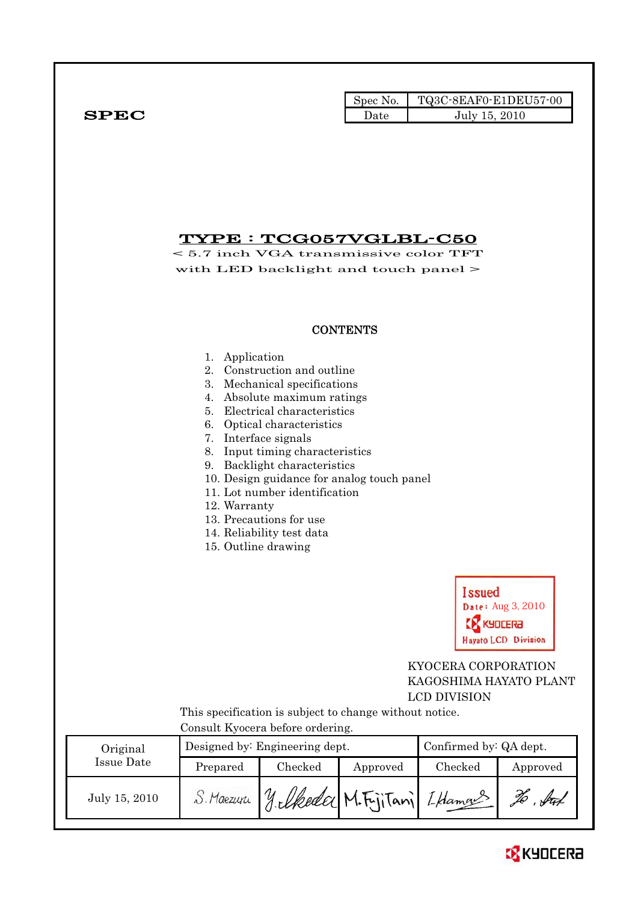**SPEC**

| Spec No. | TQ3C-8EAF0-E1DEU57-00 |
|---|---|
| Date | July 15, 2010 |

# TYPE : TCG057VGLBL-C50

< 5.7 inch VGA transmissive color TFT
with LED backlight and touch panel >

## CONTENTS

1. Application
2. Construction and outline
3. Mechanical specifications
4. Absolute maximum ratings
5. Electrical characteristics
6. Optical characteristics
7. Interface signals
8. Input timing characteristics
9. Backlight characteristics
10. Design guidance for analog touch panel
11. Lot number identification
12. Warranty
13. Precautions for use
14. Reliability test data
15. Outline drawing

Issued
Date: Aug 3, 2010
KYOCERA
Hayato LCD Division

KYOCERA CORPORATION
KAGOSHIMA HAYATO PLANT
LCD DIVISION

This specification is subject to change without notice.
Consult Kyocera before ordering.

| Original Issue Date | Designed by: Engineering dept. | | | Confirmed by: QA dept. | |
|---|---|---|---|---|---|
| | Prepared | Checked | Approved | Checked | Approved |
| July 15, 2010 | S. Maezuru | Y. Ikeda | M. Fujitani | I. Hamano | (signature) |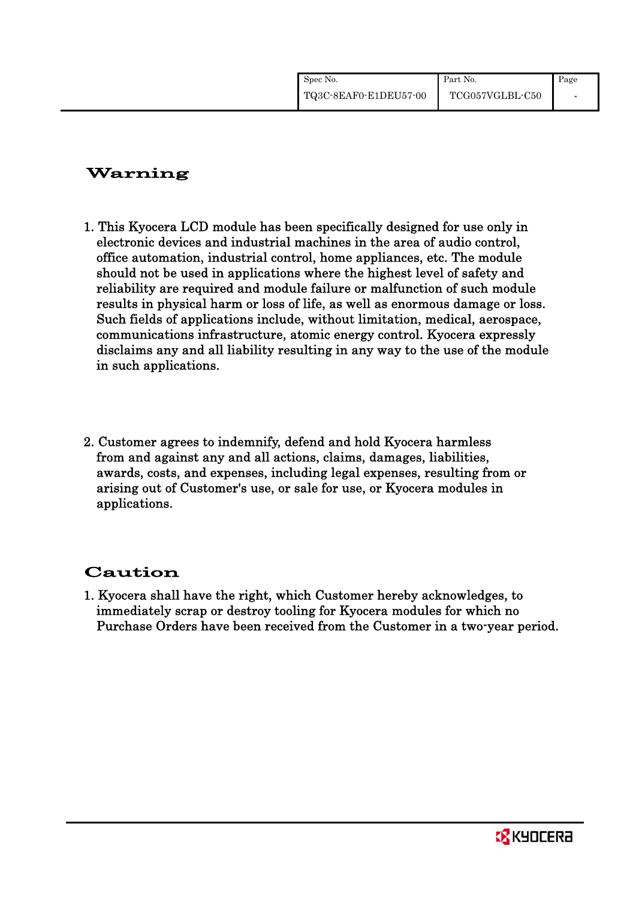## Warning

1. This Kyocera LCD module has been specifically designed for use only in electronic devices and industrial machines in the area of audio control, office automation, industrial control, home appliances, etc. The module should not be used in applications where the highest level of safety and reliability are required and module failure or malfunction of such module results in physical harm or loss of life, as well as enormous damage or loss. Such fields of applications include, without limitation, medical, aerospace, communications infrastructure, atomic energy control. Kyocera expressly disclaims any and all liability resulting in any way to the use of the module in such applications.

2. Customer agrees to indemnify, defend and hold Kyocera harmless from and against any and all actions, claims, damages, liabilities, awards, costs, and expenses, including legal expenses, resulting from or arising out of Customer's use, or sale for use, or Kyocera modules in applications.

## Caution

1. Kyocera shall have the right, which Customer hereby acknowledges, to immediately scrap or destroy tooling for Kyocera modules for which no Purchase Orders have been received from the Customer in a two-year period.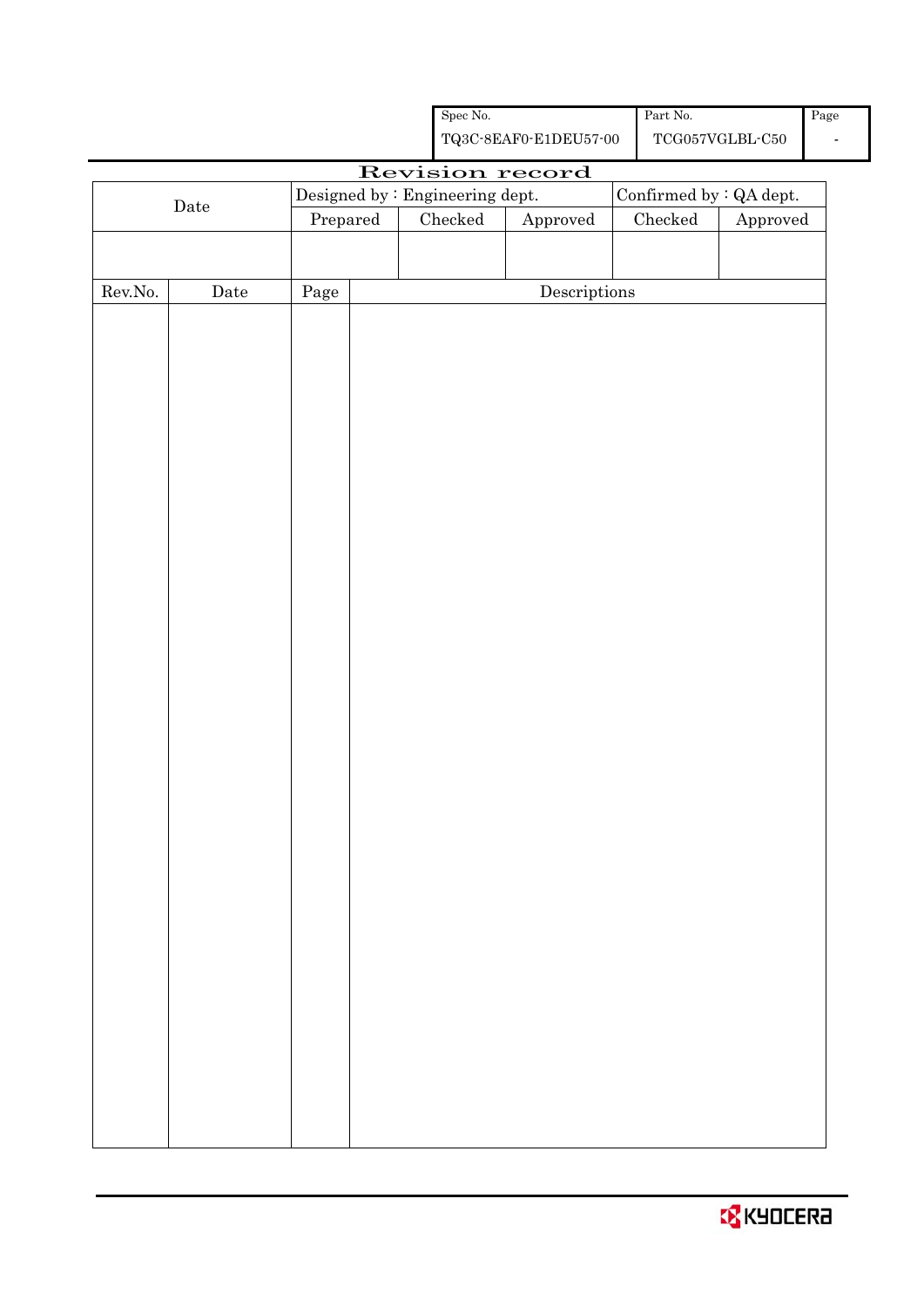| Spec No. | Part No. | Page |
|---|---|---|
| TQ3C-8EAF0-E1DEU57-00 | TCG057VGLBL-C50 | - |

# Revision record

| Date | Designed by : Engineering dept. | | | Confirmed by : QA dept. | |
|---|---|---|---|---|---|
| | Prepared | Checked | Approved | Checked | Approved |
| | | | | | |

| Rev.No. | Date | Page | Descriptions |
|---|---|---|---|
| | | | |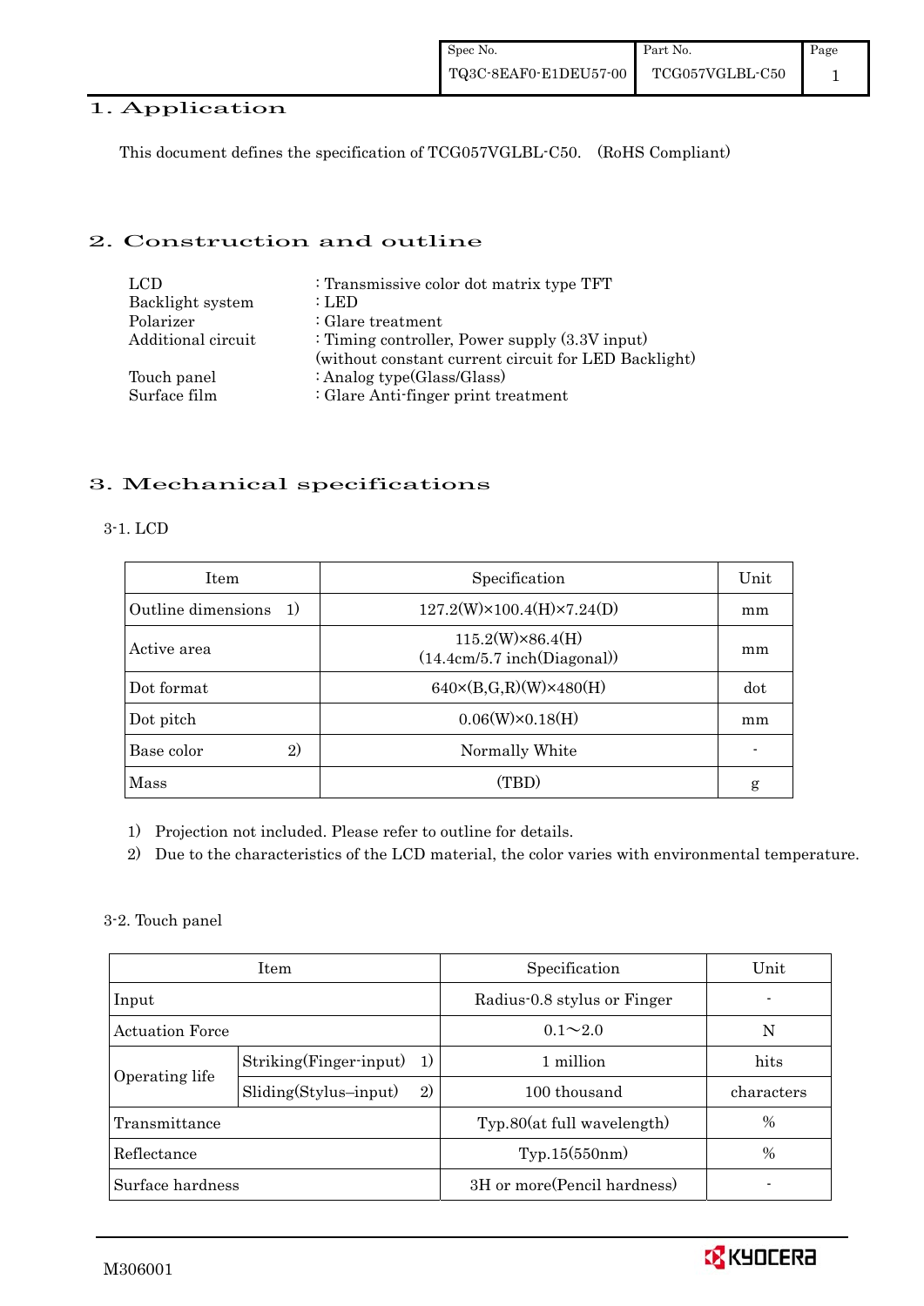# 1. Application

This document defines the specification of TCG057VGLBL-C50. (RoHS Compliant)

# 2. Construction and outline

| | |
|---|---|
| LCD | : Transmissive color dot matrix type TFT |
| Backlight system | : LED |
| Polarizer | : Glare treatment |
| Additional circuit | : Timing controller, Power supply (3.3V input) (without constant current circuit for LED Backlight) |
| Touch panel | : Analog type(Glass/Glass) |
| Surface film | : Glare Anti-finger print treatment |

# 3. Mechanical specifications

## 3-1. LCD

| Item | Specification | Unit |
|---|---|---|
| Outline dimensions 1) | 127.2(W)×100.4(H)×7.24(D) | mm |
| Active area | 115.2(W)×86.4(H) (14.4cm/5.7 inch(Diagonal)) | mm |
| Dot format | 640×(B,G,R)(W)×480(H) | dot |
| Dot pitch | 0.06(W)×0.18(H) | mm |
| Base color 2) | Normally White | - |
| Mass | (TBD) | g |

1) Projection not included. Please refer to outline for details.

2) Due to the characteristics of the LCD material, the color varies with environmental temperature.

## 3-2. Touch panel

| Item | | Specification | Unit |
|---|---|---|---|
| Input | | Radius-0.8 stylus or Finger | - |
| Actuation Force | | 0.1～2.0 | N |
| Operating life | Striking(Finger-input) 1) | 1 million | hits |
| | Sliding(Stylus–input) 2) | 100 thousand | characters |
| Transmittance | | Typ.80(at full wavelength) | % |
| Reflectance | | Typ.15(550nm) | % |
| Surface hardness | | 3H or more(Pencil hardness) | - |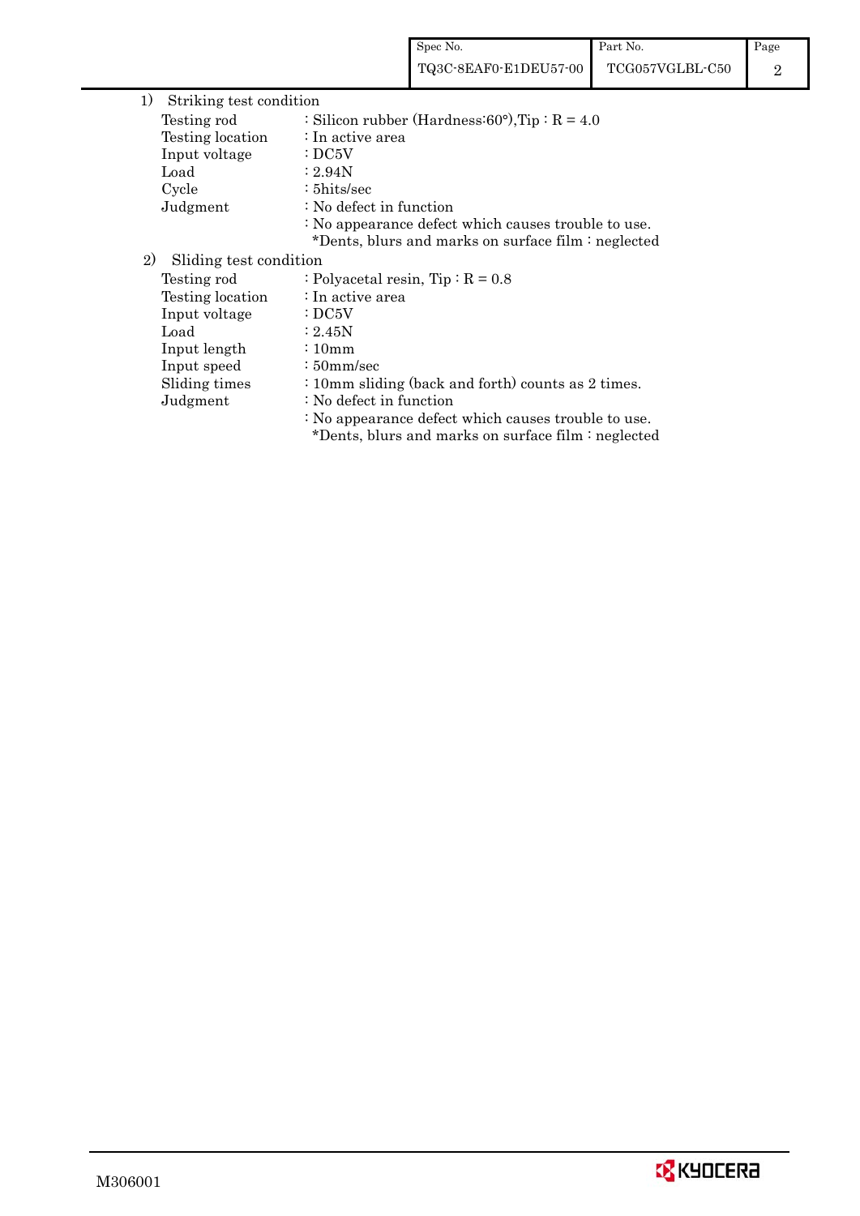1) Striking test condition

| | |
|---|---|
| Testing rod | : Silicon rubber (Hardness:60°),Tip : R = 4.0 |
| Testing location | : In active area |
| Input voltage | : DC5V |
| Load | : 2.94N |
| Cycle | : 5hits/sec |
| Judgment | : No defect in function |
| | : No appearance defect which causes trouble to use. *Dents, blurs and marks on surface film : neglected |

2) Sliding test condition

| | |
|---|---|
| Testing rod | : Polyacetal resin, Tip : R = 0.8 |
| Testing location | : In active area |
| Input voltage | : DC5V |
| Load | : 2.45N |
| Input length | : 10mm |
| Input speed | : 50mm/sec |
| Sliding times | : 10mm sliding (back and forth) counts as 2 times. |
| Judgment | : No defect in function |
| | : No appearance defect which causes trouble to use. *Dents, blurs and marks on surface film : neglected |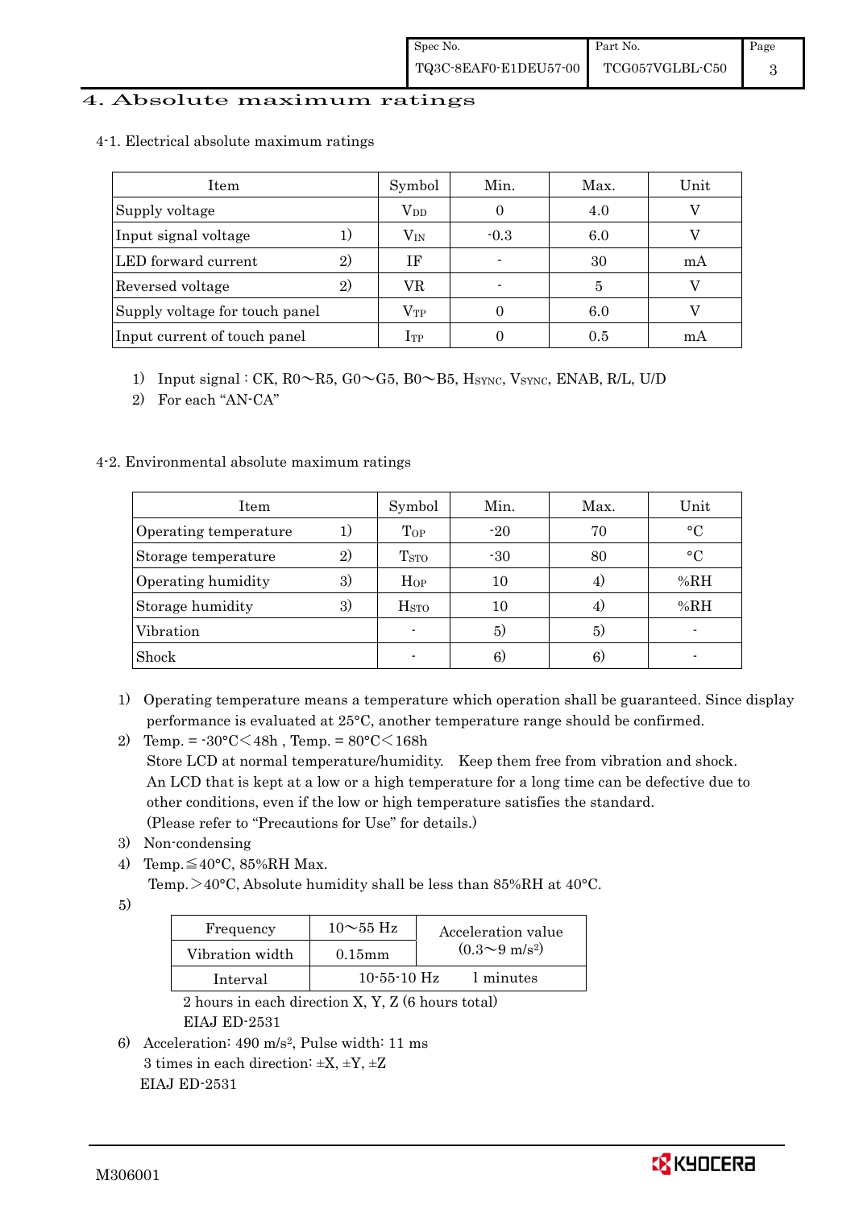# 4. Absolute maximum ratings

4-1. Electrical absolute maximum ratings

| Item | | Symbol | Min. | Max. | Unit |
|---|---|---|---|---|---|
| Supply voltage | | $V_{DD}$ | 0 | 4.0 | V |
| Input signal voltage | 1) | $V_{IN}$ | -0.3 | 6.0 | V |
| LED forward current | 2) | IF | - | 30 | mA |
| Reversed voltage | 2) | VR | - | 5 | V |
| Supply voltage for touch panel | | $V_{TP}$ | 0 | 6.0 | V |
| Input current of touch panel | | $I_{TP}$ | 0 | 0.5 | mA |

1) Input signal : CK, R0～R5, G0～G5, B0～B5, $H_{SYNC}$, $V_{SYNC}$, ENAB, R/L, U/D

2) For each "AN-CA"

4-2. Environmental absolute maximum ratings

| Item | | Symbol | Min. | Max. | Unit |
|---|---|---|---|---|---|
| Operating temperature | 1) | $T_{OP}$ | -20 | 70 | °C |
| Storage temperature | 2) | $T_{STO}$ | -30 | 80 | °C |
| Operating humidity | 3) | $H_{OP}$ | 10 | 4) | %RH |
| Storage humidity | 3) | $H_{STO}$ | 10 | 4) | %RH |
| Vibration | | - | 5) | 5) | - |
| Shock | | - | 6) | 6) | - |

1) Operating temperature means a temperature which operation shall be guaranteed. Since display performance is evaluated at 25°C, another temperature range should be confirmed.

2) Temp. = -30°C＜48h , Temp. = 80°C＜168h
Store LCD at normal temperature/humidity. Keep them free from vibration and shock.
An LCD that is kept at a low or a high temperature for a long time can be defective due to other conditions, even if the low or high temperature satisfies the standard.
(Please refer to "Precautions for Use" for details.)

3) Non-condensing

4) Temp.≦40°C, 85%RH Max.
Temp.＞40°C, Absolute humidity shall be less than 85%RH at 40°C.

5)

| Frequency | 10～55 Hz | Acceleration value $(0.3\sim9\ m/s^2)$ |
|---|---|---|
| Vibration width | 0.15mm | |
| Interval | 10-55-10 Hz | 1 minutes |

2 hours in each direction X, Y, Z (6 hours total)
EIAJ ED-2531

6) Acceleration: 490 $m/s^2$, Pulse width: 11 ms
3 times in each direction: ±X, ±Y, ±Z
EIAJ ED-2531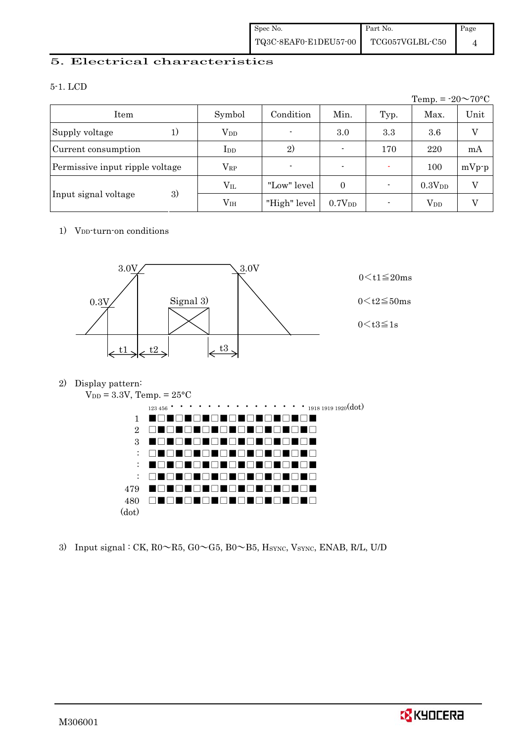## 5. Electrical characteristics

### 5-1. LCD

Temp. = -20～70°C

| Item | | Symbol | Condition | Min. | Typ. | Max. | Unit |
|---|---|---|---|---|---|---|---|
| Supply voltage | 1) | $V_{DD}$ | - | 3.0 | 3.3 | 3.6 | V |
| Current consumption | | $I_{DD}$ | 2) | - | 170 | 220 | mA |
| Permissive input ripple voltage | | $V_{RP}$ | - | - | - | 100 | mVp-p |
| Input signal voltage | 3) | $V_{IL}$ | "Low" level | 0 | - | $0.3V_{DD}$ | V |
| | | $V_{IH}$ | "High" level | $0.7V_{DD}$ | - | $V_{DD}$ | V |

1) $V_{DD}$-turn-on conditions

3.0V, 0.3V, Signal 3), 3.0V, t1, t2, t3

$0 < t1 \leqq 20ms$

$0 < t2 \leqq 50ms$

$0 < t3 \leqq 1s$

2) Display pattern:

$V_{DD}$ = 3.3V, Temp. = 25°C

123 456 · · · · · · · · · · · · · · 1918 1919 1920(dot)

```
1    ■□■□■□■□■□■□■□■□■□
2    □■□■□■□■□■□■□■□■□■
3    ■□■□■□■□■□■□■□■□■□
:    □■□■□■□■□■□■□■□■□■
:    ■□■□■□■□■□■□■□■□■□
:    □■□■□■□■□■□■□■□■□■
479  ■□■□■□■□■□■□■□■□■□
480  □■□■□■□■□■□■□■□■□■
(dot)
```

3) Input signal : CK, R0～R5, G0～G5, B0～B5, $H_{SYNC}$, $V_{SYNC}$, ENAB, R/L, U/D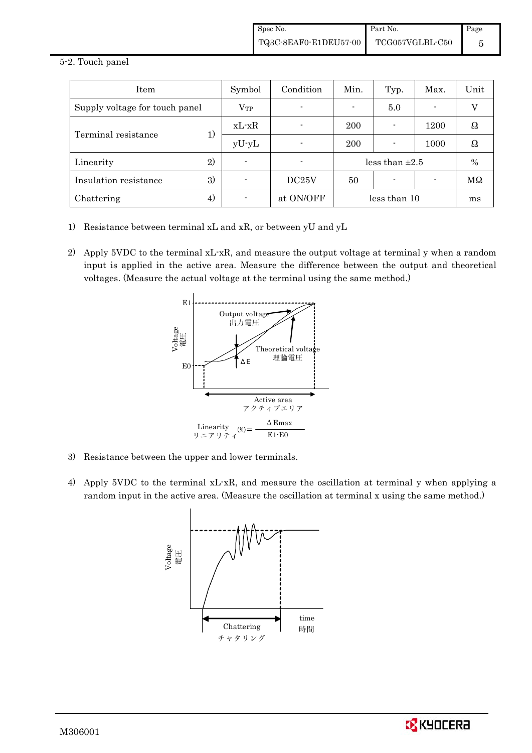5-2. Touch panel

| Item | | Symbol | Condition | Min. | Typ. | Max. | Unit |
|---|---|---|---|---|---|---|---|
| Supply voltage for touch panel | | $V_{TP}$ | - | - | 5.0 | - | V |
| Terminal resistance | 1) | xL-xR | - | 200 | - | 1200 | Ω |
| | | yU-yL | - | 200 | - | 1000 | Ω |
| Linearity | 2) | - | - | less than ±2.5 | | | % |
| Insulation resistance | 3) | - | DC25V | 50 | - | - | MΩ |
| Chattering | 4) | - | at ON/OFF | less than 10 | | | ms |

1) Resistance between terminal xL and xR, or between yU and yL

2) Apply 5VDC to the terminal xL-xR, and measure the output voltage at terminal y when a random input is applied in the active area. Measure the difference between the output and theoretical voltages. (Measure the actual voltage at the terminal using the same method.)

$$\text{Linearity (\%)} = \frac{\Delta E_{max}}{E1 - E0}$$

3) Resistance between the upper and lower terminals.

4) Apply 5VDC to the terminal xL-xR, and measure the oscillation at terminal y when applying a random input in the active area. (Measure the oscillation at terminal x using the same method.)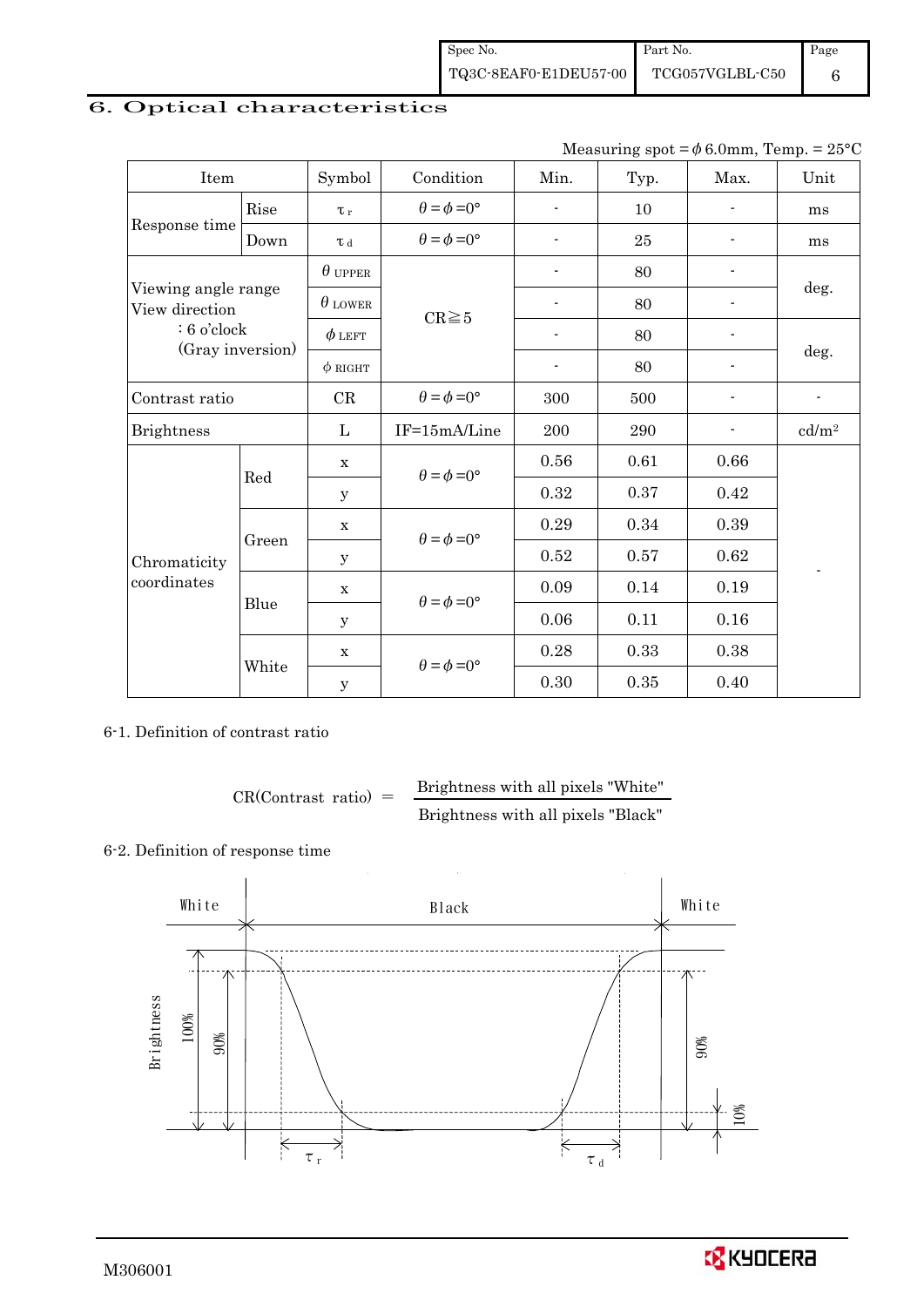# 6. Optical characteristics

Measuring spot = $\phi$ 6.0mm, Temp. = 25°C

| Item | | Symbol | Condition | Min. | Typ. | Max. | Unit |
|---|---|---|---|---|---|---|---|
| Response time | Rise | $\tau_r$ | $\theta=\phi=0°$ | - | 10 | - | ms |
| | Down | $\tau_d$ | $\theta=\phi=0°$ | - | 25 | - | ms |
| Viewing angle range View direction : 6 o'clock (Gray inversion) | | $\theta_{UPPER}$ | CR≧5 | - | 80 | - | deg. |
| | | $\theta_{LOWER}$ | | - | 80 | - | |
| | | $\phi_{LEFT}$ | | - | 80 | - | deg. |
| | | $\phi_{RIGHT}$ | | - | 80 | - | |
| Contrast ratio | | CR | $\theta=\phi=0°$ | 300 | 500 | - | - |
| Brightness | | L | IF=15mA/Line | 200 | 290 | - | cd/m² |
| Chromaticity coordinates | Red | x | $\theta=\phi=0°$ | 0.56 | 0.61 | 0.66 | - |
| | | y | | 0.32 | 0.37 | 0.42 | |
| | Green | x | $\theta=\phi=0°$ | 0.29 | 0.34 | 0.39 | |
| | | y | | 0.52 | 0.57 | 0.62 | |
| | Blue | x | $\theta=\phi=0°$ | 0.09 | 0.14 | 0.19 | |
| | | y | | 0.06 | 0.11 | 0.16 | |
| | White | x | $\theta=\phi=0°$ | 0.28 | 0.33 | 0.38 | |
| | | y | | 0.30 | 0.35 | 0.40 | |

6-1. Definition of contrast ratio

$$\text{CR(Contrast ratio)} = \frac{\text{Brightness with all pixels "White"}}{\text{Brightness with all pixels "Black"}}$$

6-2. Definition of response time

White — Black — White

Brightness 100% 90% 90% 10%

$\tau_r$ $\tau_d$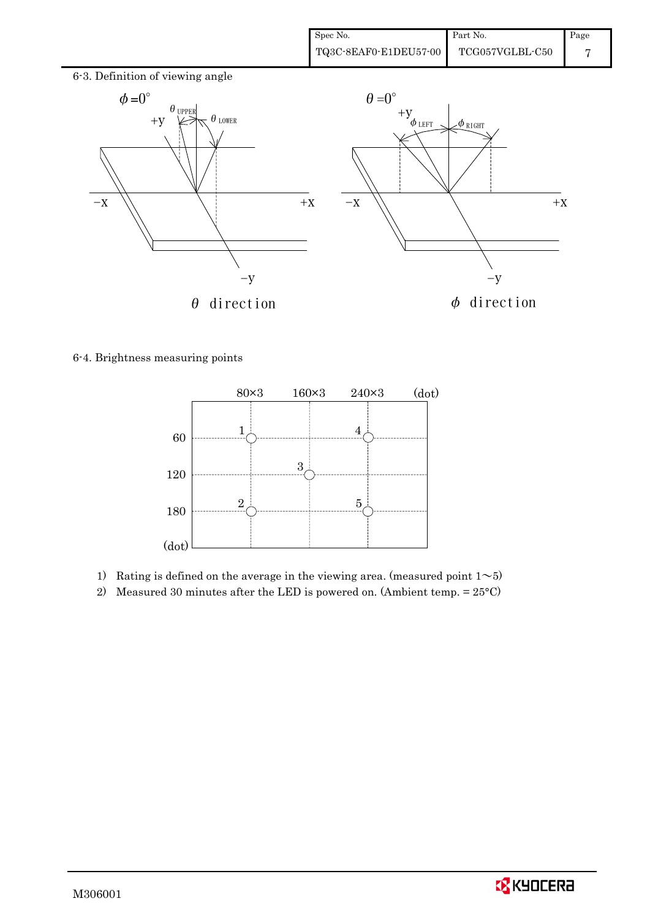6-3. Definition of viewing angle

$\phi = 0°$

$\theta$ direction

$\theta = 0°$

$\phi$ direction

6-4. Brightness measuring points

1) Rating is defined on the average in the viewing area. (measured point 1～5)
2) Measured 30 minutes after the LED is powered on. (Ambient temp. = 25°C)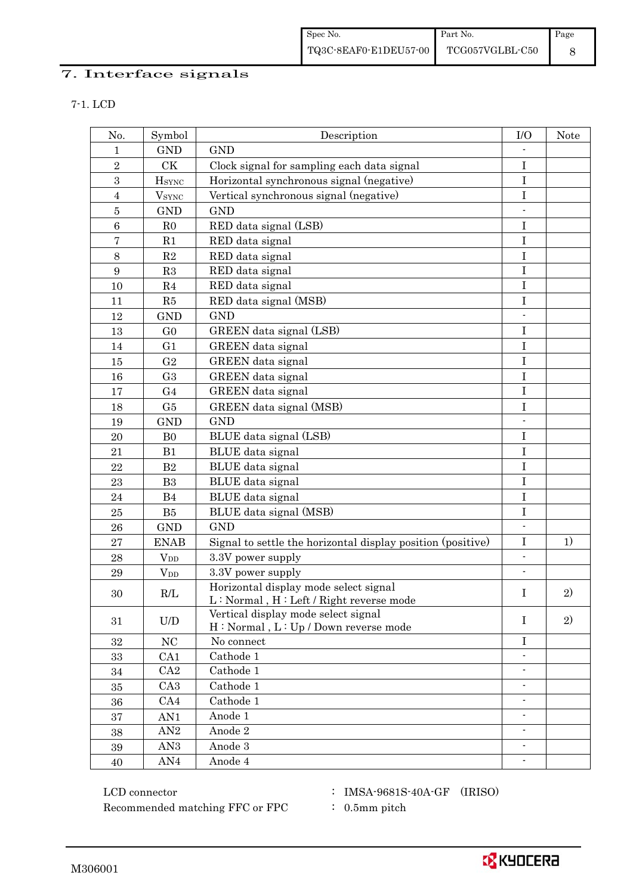# 7. Interface signals

## 7-1. LCD

| No. | Symbol | Description | I/O | Note |
|---|---|---|---|---|
| 1 | GND | GND | - | |
| 2 | CK | Clock signal for sampling each data signal | I | |
| 3 | $H_{SYNC}$ | Horizontal synchronous signal (negative) | I | |
| 4 | $V_{SYNC}$ | Vertical synchronous signal (negative) | I | |
| 5 | GND | GND | - | |
| 6 | R0 | RED data signal (LSB) | I | |
| 7 | R1 | RED data signal | I | |
| 8 | R2 | RED data signal | I | |
| 9 | R3 | RED data signal | I | |
| 10 | R4 | RED data signal | I | |
| 11 | R5 | RED data signal (MSB) | I | |
| 12 | GND | GND | - | |
| 13 | G0 | GREEN data signal (LSB) | I | |
| 14 | G1 | GREEN data signal | I | |
| 15 | G2 | GREEN data signal | I | |
| 16 | G3 | GREEN data signal | I | |
| 17 | G4 | GREEN data signal | I | |
| 18 | G5 | GREEN data signal (MSB) | I | |
| 19 | GND | GND | - | |
| 20 | B0 | BLUE data signal (LSB) | I | |
| 21 | B1 | BLUE data signal | I | |
| 22 | B2 | BLUE data signal | I | |
| 23 | B3 | BLUE data signal | I | |
| 24 | B4 | BLUE data signal | I | |
| 25 | B5 | BLUE data signal (MSB) | I | |
| 26 | GND | GND | - | |
| 27 | ENAB | Signal to settle the horizontal display position (positive) | I | 1) |
| 28 | $V_{DD}$ | 3.3V power supply | - | |
| 29 | $V_{DD}$ | 3.3V power supply | - | |
| 30 | R/L | Horizontal display mode select signal<br>L : Normal , H : Left / Right reverse mode | I | 2) |
| 31 | U/D | Vertical display mode select signal<br>H : Normal , L : Up / Down reverse mode | I | 2) |
| 32 | NC | No connect | I | |
| 33 | CA1 | Cathode 1 | - | |
| 34 | CA2 | Cathode 1 | - | |
| 35 | CA3 | Cathode 1 | - | |
| 36 | CA4 | Cathode 1 | - | |
| 37 | AN1 | Anode 1 | - | |
| 38 | AN2 | Anode 2 | - | |
| 39 | AN3 | Anode 3 | - | |
| 40 | AN4 | Anode 4 | - | |

LCD connector : IMSA-9681S-40A-GF (IRISO)

Recommended matching FFC or FPC : 0.5mm pitch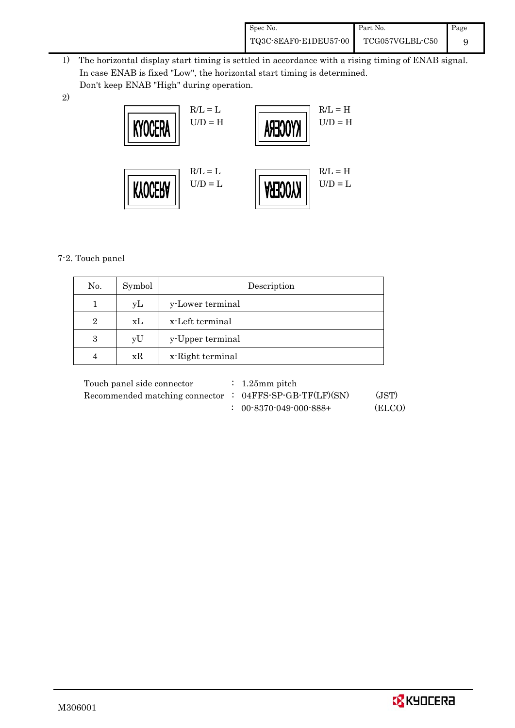1) The horizontal display start timing is settled in accordance with a rising timing of ENAB signal. In case ENAB is fixed "Low", the horizontal start timing is determined. Don't keep ENAB "High" during operation.

2)

| Display | Setting |
|---|---|
| KYOCERA | R/L = L, U/D = H |
| KYOCERA (mirrored horizontally) | R/L = H, U/D = H |
| KYOCERA (flipped vertically) | R/L = L, U/D = L |
| KYOCERA (rotated 180°) | R/L = H, U/D = L |

7-2. Touch panel

| No. | Symbol | Description |
|---|---|---|
| 1 | yL | y-Lower terminal |
| 2 | xL | x-Left terminal |
| 3 | yU | y-Upper terminal |
| 4 | xR | x-Right terminal |

Touch panel side connector : 1.25mm pitch

Recommended matching connector : 04FFS-SP-GB-TF(LF)(SN) (JST)

: 00-8370-049-000-888+ (ELCO)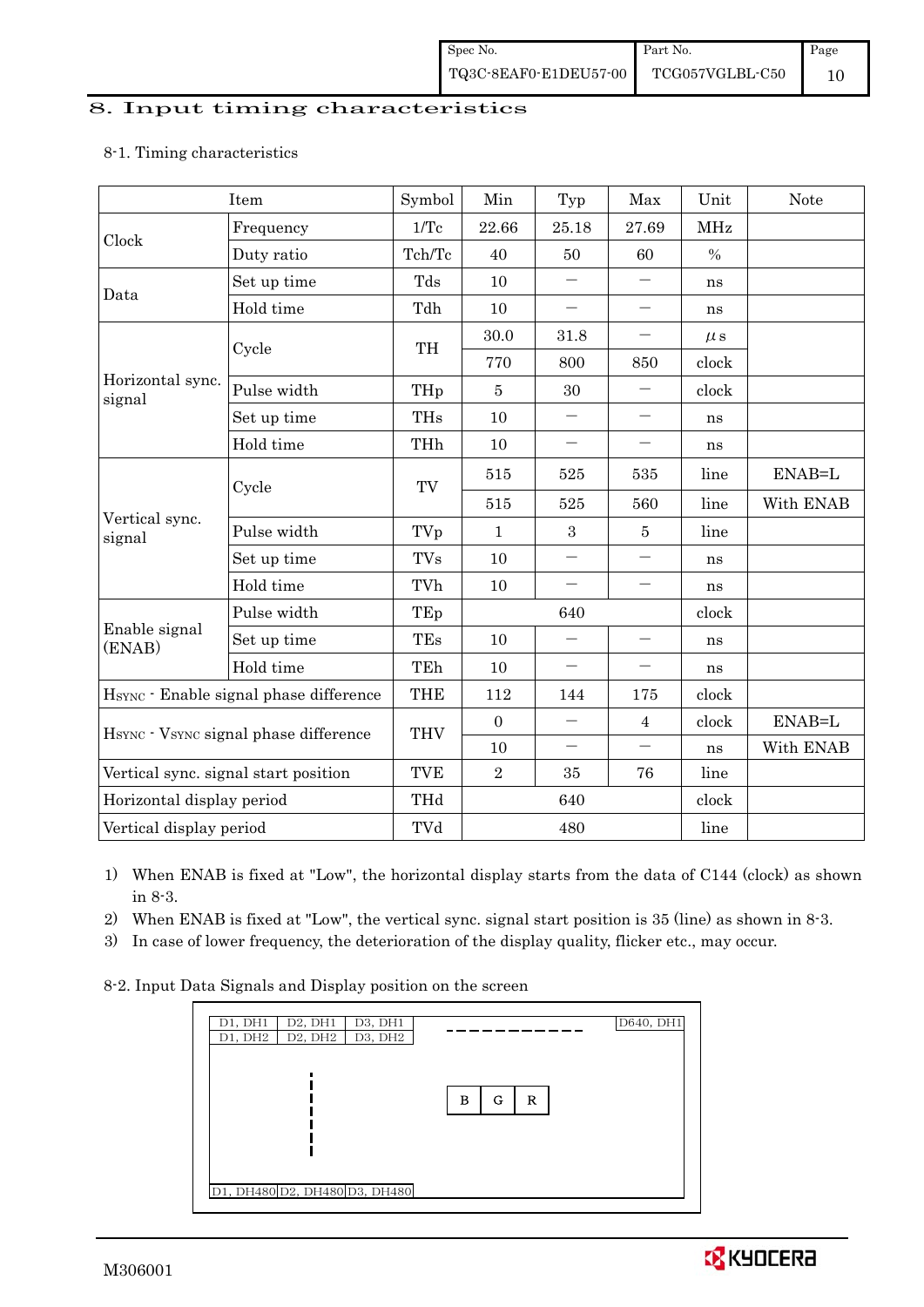# 8. Input timing characteristics

8-1. Timing characteristics

| Item | | Symbol | Min | Typ | Max | Unit | Note |
|---|---|---|---|---|---|---|---|
| Clock | Frequency | 1/Tc | 22.66 | 25.18 | 27.69 | MHz | |
| | Duty ratio | Tch/Tc | 40 | 50 | 60 | % | |
| Data | Set up time | Tds | 10 | — | — | ns | |
| | Hold time | Tdh | 10 | — | — | ns | |
| Horizontal sync. signal | Cycle | TH | 30.0 | 31.8 | — | $\mu$s | |
| | | | 770 | 800 | 850 | clock | |
| | Pulse width | THp | 5 | 30 | — | clock | |
| | Set up time | THs | 10 | — | — | ns | |
| | Hold time | THh | 10 | — | — | ns | |
| Vertical sync. signal | Cycle | TV | 515 | 525 | 535 | line | ENAB=L |
| | | | 515 | 525 | 560 | line | With ENAB |
| | Pulse width | TVp | 1 | 3 | 5 | line | |
| | Set up time | TVs | 10 | — | — | ns | |
| | Hold time | TVh | 10 | — | — | ns | |
| Enable signal (ENAB) | Pulse width | TEp | | 640 | | clock | |
| | Set up time | TEs | 10 | — | — | ns | |
| | Hold time | TEh | 10 | — | — | ns | |
| HSYNC - Enable signal phase difference | | THE | 112 | 144 | 175 | clock | |
| HSYNC - VSYNC signal phase difference | | THV | 0 | — | 4 | clock | ENAB=L |
| | | | 10 | — | — | ns | With ENAB |
| Vertical sync. signal start position | | TVE | 2 | 35 | 76 | line | |
| Horizontal display period | | THd | | 640 | | clock | |
| Vertical display period | | TVd | | 480 | | line | |

1) When ENAB is fixed at "Low", the horizontal display starts from the data of C144 (clock) as shown in 8-3.

2) When ENAB is fixed at "Low", the vertical sync. signal start position is 35 (line) as shown in 8-3.

3) In case of lower frequency, the deterioration of the display quality, flicker etc., may occur.

8-2. Input Data Signals and Display position on the screen

| D1, DH1 | D2, DH1 | D3, DH1 | - - - - - - - - - - | D640, DH1 |
|---|---|---|---|---|
| D1, DH2 | D2, DH2 | D3, DH2 | | |
| | ⋮ | | B G R | |
| D1, DH480 | D2, DH480 | D3, DH480 | | |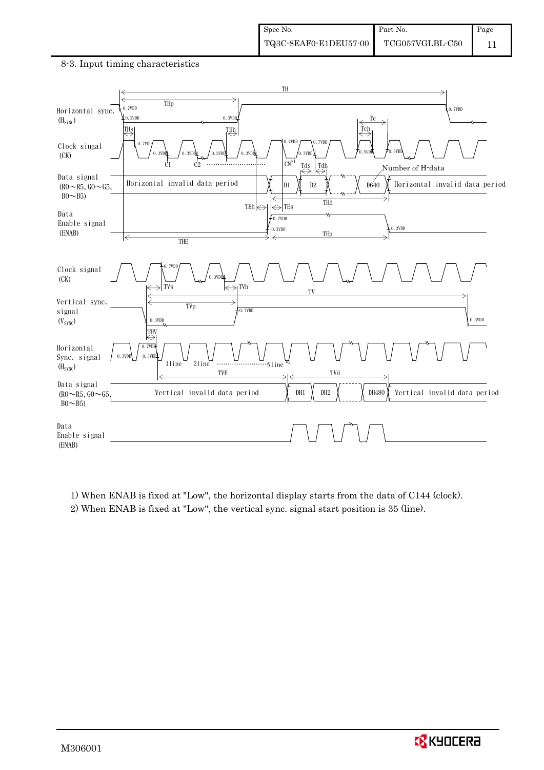8-3. Input timing characteristics

1) When ENAB is fixed at "Low", the horizontal display starts from the data of C144 (clock).

2) When ENAB is fixed at "Low", the vertical sync. signal start position is 35 (line).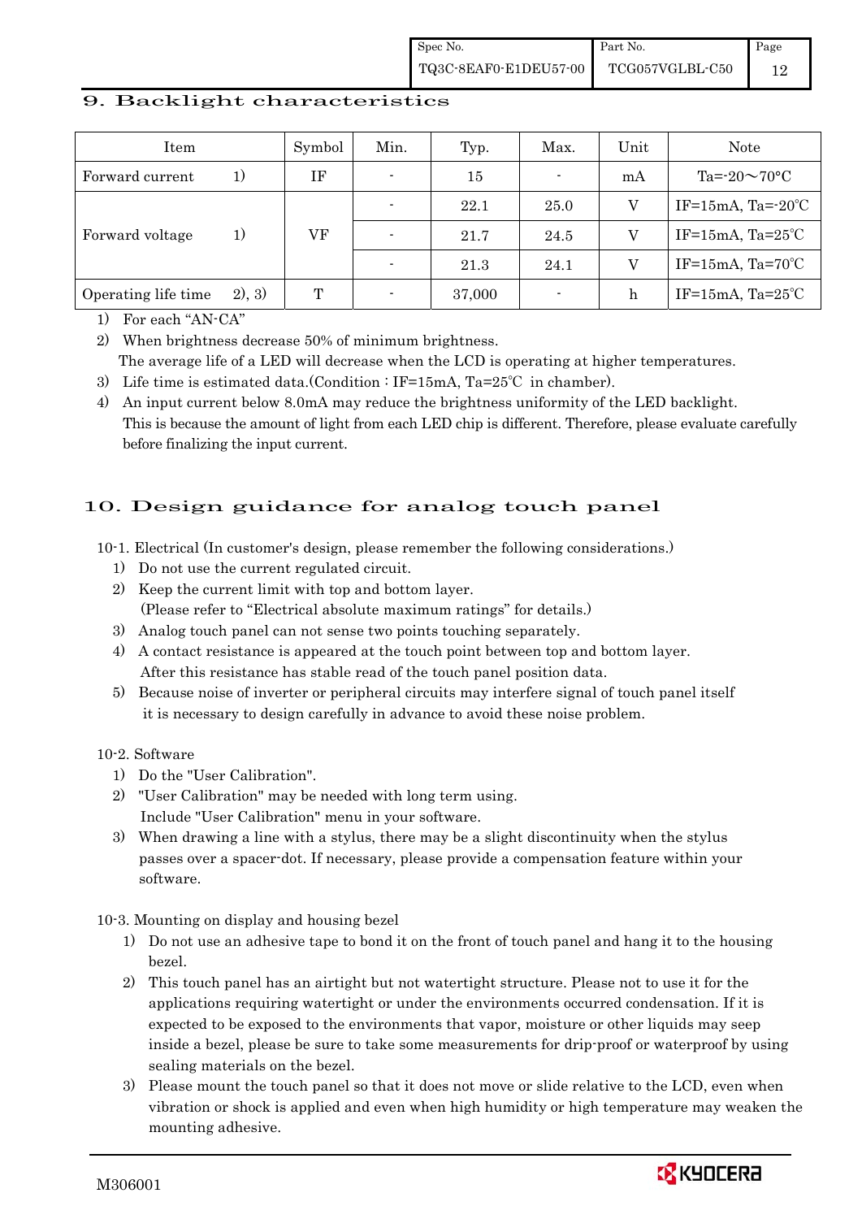## 9. Backlight characteristics

| Item | | Symbol | Min. | Typ. | Max. | Unit | Note |
|---|---|---|---|---|---|---|---|
| Forward current | 1) | IF | - | 15 | - | mA | Ta=-20～70°C |
| Forward voltage | 1) | VF | - | 22.1 | 25.0 | V | IF=15mA, Ta=-20℃ |
| | | | - | 21.7 | 24.5 | V | IF=15mA, Ta=25℃ |
| | | | - | 21.3 | 24.1 | V | IF=15mA, Ta=70℃ |
| Operating life time | 2), 3) | T | - | 37,000 | - | h | IF=15mA, Ta=25℃ |

1) For each "AN-CA"

2) When brightness decrease 50% of minimum brightness.
The average life of a LED will decrease when the LCD is operating at higher temperatures.

3) Life time is estimated data.(Condition : IF=15mA, Ta=25℃ in chamber).

4) An input current below 8.0mA may reduce the brightness uniformity of the LED backlight.
This is because the amount of light from each LED chip is different. Therefore, please evaluate carefully before finalizing the input current.

## 10. Design guidance for analog touch panel

10-1. Electrical (In customer's design, please remember the following considerations.)

1) Do not use the current regulated circuit.
2) Keep the current limit with top and bottom layer.
(Please refer to "Electrical absolute maximum ratings" for details.)
3) Analog touch panel can not sense two points touching separately.
4) A contact resistance is appeared at the touch point between top and bottom layer.
After this resistance has stable read of the touch panel position data.
5) Because noise of inverter or peripheral circuits may interfere signal of touch panel itself it is necessary to design carefully in advance to avoid these noise problem.

10-2. Software

1) Do the "User Calibration".
2) "User Calibration" may be needed with long term using.
Include "User Calibration" menu in your software.
3) When drawing a line with a stylus, there may be a slight discontinuity when the stylus passes over a spacer-dot. If necessary, please provide a compensation feature within your software.

10-3. Mounting on display and housing bezel

1) Do not use an adhesive tape to bond it on the front of touch panel and hang it to the housing bezel.
2) This touch panel has an airtight but not watertight structure. Please not to use it for the applications requiring watertight or under the environments occurred condensation. If it is expected to be exposed to the environments that vapor, moisture or other liquids may seep inside a bezel, please be sure to take some measurements for drip-proof or waterproof by using sealing materials on the bezel.
3) Please mount the touch panel so that it does not move or slide relative to the LCD, even when vibration or shock is applied and even when high humidity or high temperature may weaken the mounting adhesive.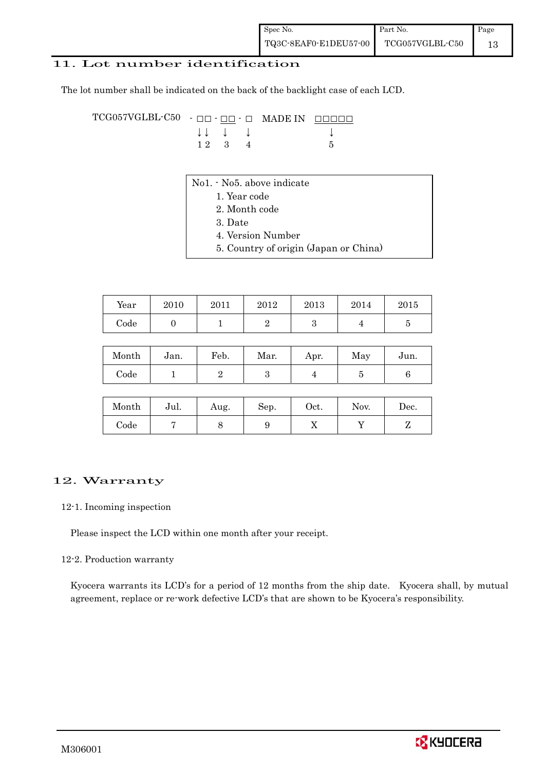## 11. Lot number identification

The lot number shall be indicated on the back of the backlight case of each LCD.

```
TCG057VGLBL-C50  - □□ - □□ - □   MADE IN  □□□□□
                   ↓↓    ↓     ↓                ↓
                   1 2   3     4                5
```

No1. - No5. above indicate
1. Year code
2. Month code
3. Date
4. Version Number
5. Country of origin (Japan or China)

| Year | 2010 | 2011 | 2012 | 2013 | 2014 | 2015 |
|---|---|---|---|---|---|---|
| Code | 0 | 1 | 2 | 3 | 4 | 5 |

| Month | Jan. | Feb. | Mar. | Apr. | May | Jun. |
|---|---|---|---|---|---|---|
| Code | 1 | 2 | 3 | 4 | 5 | 6 |

| Month | Jul. | Aug. | Sep. | Oct. | Nov. | Dec. |
|---|---|---|---|---|---|---|
| Code | 7 | 8 | 9 | X | Y | Z |

## 12. Warranty

12-1. Incoming inspection

Please inspect the LCD within one month after your receipt.

12-2. Production warranty

Kyocera warrants its LCD's for a period of 12 months from the ship date. Kyocera shall, by mutual agreement, replace or re-work defective LCD's that are shown to be Kyocera's responsibility.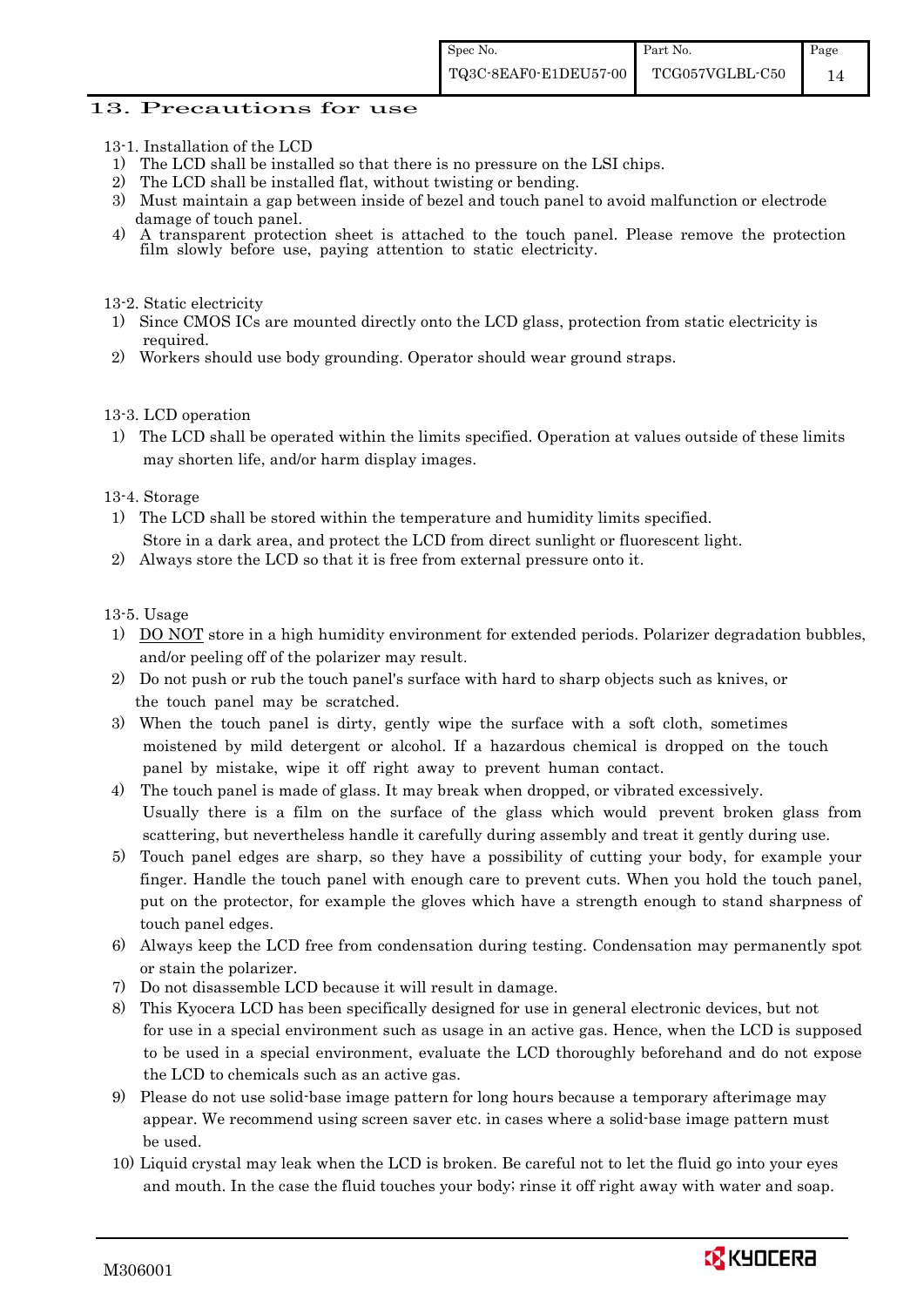# 13. Precautions for use

13-1. Installation of the LCD

1) The LCD shall be installed so that there is no pressure on the LSI chips.
2) The LCD shall be installed flat, without twisting or bending.
3) Must maintain a gap between inside of bezel and touch panel to avoid malfunction or electrode damage of touch panel.
4) A transparent protection sheet is attached to the touch panel. Please remove the protection film slowly before use, paying attention to static electricity.

13-2. Static electricity

1) Since CMOS ICs are mounted directly onto the LCD glass, protection from static electricity is required.
2) Workers should use body grounding. Operator should wear ground straps.

13-3. LCD operation

1) The LCD shall be operated within the limits specified. Operation at values outside of these limits may shorten life, and/or harm display images.

13-4. Storage

1) The LCD shall be stored within the temperature and humidity limits specified. Store in a dark area, and protect the LCD from direct sunlight or fluorescent light.
2) Always store the LCD so that it is free from external pressure onto it.

13-5. Usage

1) DO NOT store in a high humidity environment for extended periods. Polarizer degradation bubbles, and/or peeling off of the polarizer may result.
2) Do not push or rub the touch panel's surface with hard to sharp objects such as knives, or the touch panel may be scratched.
3) When the touch panel is dirty, gently wipe the surface with a soft cloth, sometimes moistened by mild detergent or alcohol. If a hazardous chemical is dropped on the touch panel by mistake, wipe it off right away to prevent human contact.
4) The touch panel is made of glass. It may break when dropped, or vibrated excessively. Usually there is a film on the surface of the glass which would prevent broken glass from scattering, but nevertheless handle it carefully during assembly and treat it gently during use.
5) Touch panel edges are sharp, so they have a possibility of cutting your body, for example your finger. Handle the touch panel with enough care to prevent cuts. When you hold the touch panel, put on the protector, for example the gloves which have a strength enough to stand sharpness of touch panel edges.
6) Always keep the LCD free from condensation during testing. Condensation may permanently spot or stain the polarizer.
7) Do not disassemble LCD because it will result in damage.
8) This Kyocera LCD has been specifically designed for use in general electronic devices, but not for use in a special environment such as usage in an active gas. Hence, when the LCD is supposed to be used in a special environment, evaluate the LCD thoroughly beforehand and do not expose the LCD to chemicals such as an active gas.
9) Please do not use solid-base image pattern for long hours because a temporary afterimage may appear. We recommend using screen saver etc. in cases where a solid-base image pattern must be used.
10) Liquid crystal may leak when the LCD is broken. Be careful not to let the fluid go into your eyes and mouth. In the case the fluid touches your body; rinse it off right away with water and soap.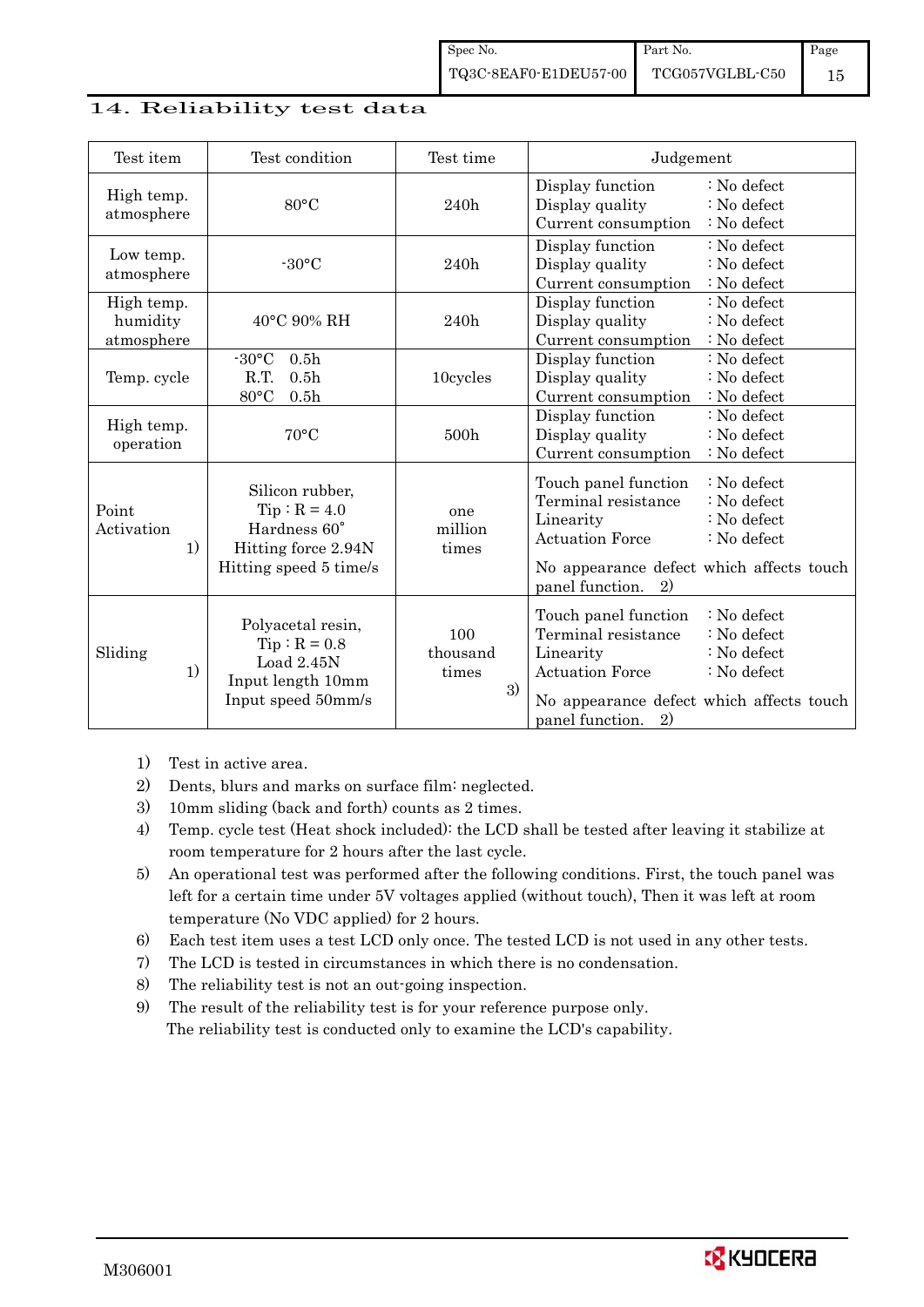## 14. Reliability test data

| Test item | Test condition | Test time | Judgement |
|---|---|---|---|
| High temp. atmosphere | 80°C | 240h | Display function : No defect<br>Display quality : No defect<br>Current consumption : No defect |
| Low temp. atmosphere | -30°C | 240h | Display function : No defect<br>Display quality : No defect<br>Current consumption : No defect |
| High temp. humidity atmosphere | 40°C 90% RH | 240h | Display function : No defect<br>Display quality : No defect<br>Current consumption : No defect |
| Temp. cycle | -30°C 0.5h<br>R.T. 0.5h<br>80°C 0.5h | 10cycles | Display function : No defect<br>Display quality : No defect<br>Current consumption : No defect |
| High temp. operation | 70°C | 500h | Display function : No defect<br>Display quality : No defect<br>Current consumption : No defect |
| Point Activation 1) | Silicon rubber,<br>Tip : R = 4.0<br>Hardness 60°<br>Hitting force 2.94N<br>Hitting speed 5 time/s | one million times | Touch panel function : No defect<br>Terminal resistance : No defect<br>Linearity : No defect<br>Actuation Force : No defect<br>No appearance defect which affects touch panel function. 2) |
| Sliding 1) | Polyacetal resin,<br>Tip : R = 0.8<br>Load 2.45N<br>Input length 10mm<br>Input speed 50mm/s | 100 thousand times 3) | Touch panel function : No defect<br>Terminal resistance : No defect<br>Linearity : No defect<br>Actuation Force : No defect<br>No appearance defect which affects touch panel function. 2) |

1) Test in active area.
2) Dents, blurs and marks on surface film: neglected.
3) 10mm sliding (back and forth) counts as 2 times.
4) Temp. cycle test (Heat shock included): the LCD shall be tested after leaving it stabilize at room temperature for 2 hours after the last cycle.
5) An operational test was performed after the following conditions. First, the touch panel was left for a certain time under 5V voltages applied (without touch), Then it was left at room temperature (No VDC applied) for 2 hours.
6) Each test item uses a test LCD only once. The tested LCD is not used in any other tests.
7) The LCD is tested in circumstances in which there is no condensation.
8) The reliability test is not an out-going inspection.
9) The result of the reliability test is for your reference purpose only. The reliability test is conducted only to examine the LCD's capability.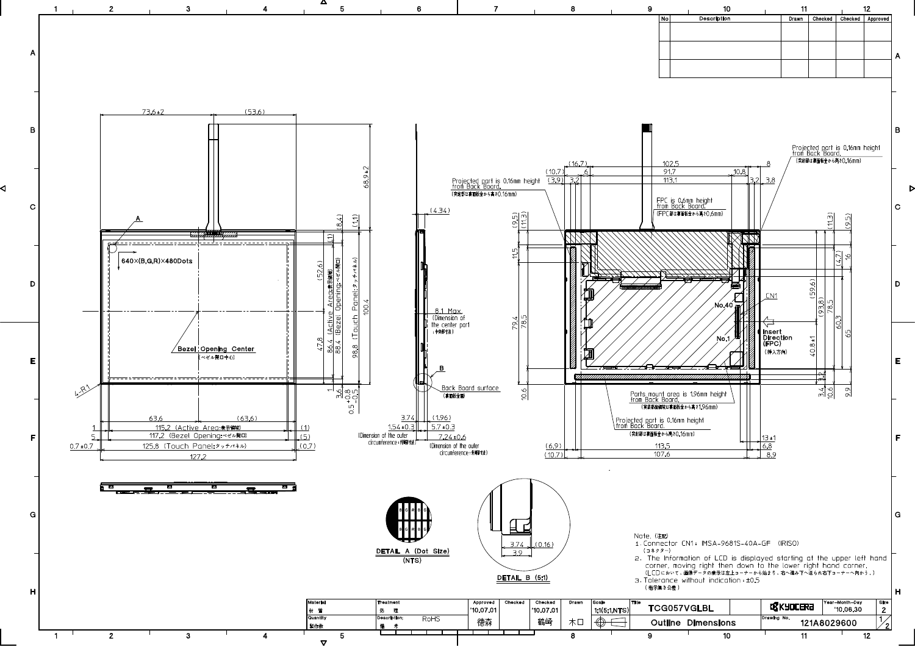| No | Description | Drawn | Checked | Checked | Approved |
|---|---|---|---|---|---|
| | | | | | |
| | | | | | |
| | | | | | |

Projected part is 0.16mm height from Back Board.
(突起部は裏面板金から高さ0.16mm)

FPC is 0.6mm height from Back Board.
(FPC部は裏面板金から高さ0.6mm)

640×(B,G,R)×480Dots

Bezel Opening Center
(ベゼル開口中心)

73.6±2　(53.6)　68.9±2　(8.4)　(1.1)　(1)　(52.6)　47.8　86.4 (Active Area:表示領域)　88.4 (Bezel Opening:ベゼル開口)　98.8 (Touch Panel:タッチパネル)　100.4　1　3.6 ±0.8　0.5 +0 −0.5

4-R1

63.6　(63.6)

1　115.2 (Active Area:表示領域)　(1)

5　117.2 (Bezel Opening:ベゼル開口)　(5)

0.7±0.7　125.8 (Touch Panel:タッチパネル)　(0.7)

127.2

(4.34)

8.1 Max.
(Dimension of the center part
:中央部寸法)

Back Board surface
(裏面板金面)

3.74　(1.96)
1.54±0.3　5.7±0.3
(Dimension of the outer circumference:外周部寸法)　7.24±0.6
(Dimension of the outer circumference:外周部寸法)

(16.7)　(10.7)　6　(3.9)　3.2　102.5　91.7　113.1　10.8　8　3.2　3.8

(9.5)　(11.3)　11.5　79.4　78.5　10.6

CN1

No.40

No.1

Insert Direction (FPC)
(挿入方向)

(11.3)　(9.5)　(4.7)　16　(59.6)　(93.8)　78.5　60.3　65　40.8±1　3.2　3.4　10.6　9.9

Parts mount area is 1.96mm height from Back Board.
(実装部品領域は裏面板金から高さ1.96mm)

Projected part is 0.16mm height from Back Board.
(突起部は裏面板金から高さ0.16mm)

(6.9)　113.5　13±1
(10.7)　107.6　6.8　8.9

DETAIL A (Dot Size)
(NTS)

3.74　(0.16)
3.9

DETAIL B (5:1)

Note. (注記)

1. Connector CN1: IMSA-9681S-40A-GF (IRISO)
(コネクター)
2. The Information of LCD is displayed starting at the upper left hand corner, moving right then down to the lower right hand corner.
(LCDにおいて、画像データの表示は左上コーナーから始まり、右へ進み下へ送られ右下コーナーへ向かう。)
3. Tolerance without indication : ±0.5
(指示無き公差)

| Material 材質 | Treatment 処理 | Approved '10.07.01 徳森 | Checked | Checked '10.07.01 鶴崎 | Drawn 木口 | Scale 1:1(5:1,NTS) | Title TCG057VGLBL | KYOCERA | Year-Month-Day '10.06.30 | Size 2 |
|---|---|---|---|---|---|---|---|---|---|---|
| Quantity 製作数 | Description; 備考 RoHS | | | | | | Outline Dimensions | Drawing No. 121A8029600 | | 1/2 |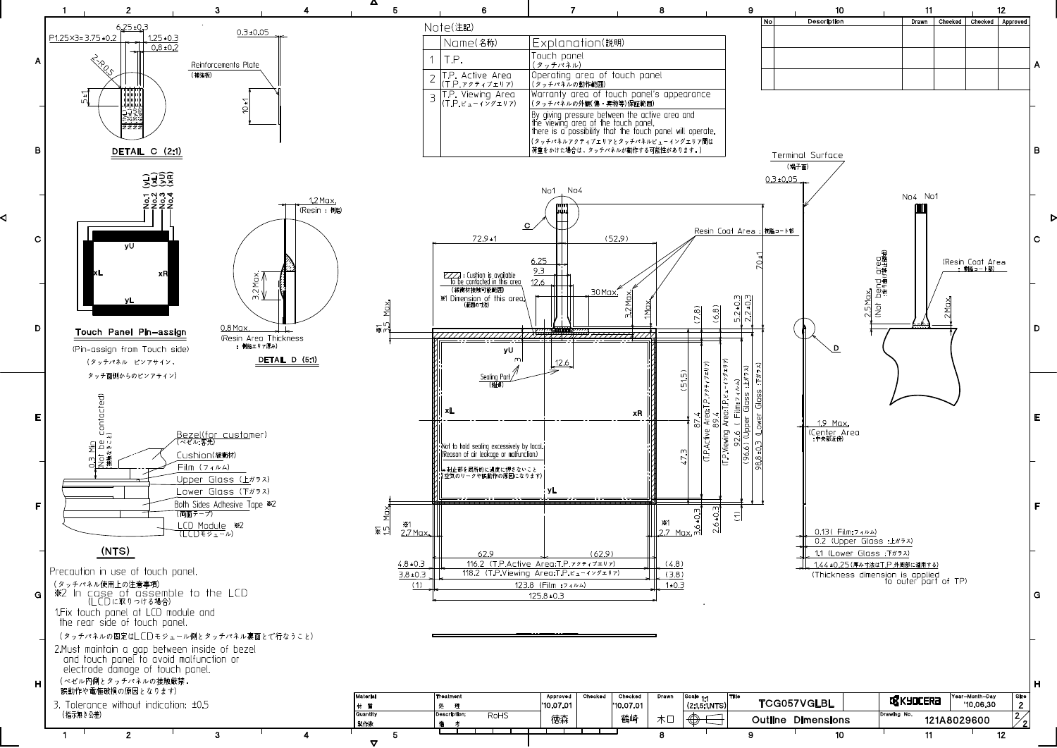## Note(注記)

| | Name(名称) | Explanation(説明) |
|---|---|---|
| 1 | T.P. | Touch panel (タッチパネル) |
| 2 | T.P. Active Area (T.P.アクティブエリア) | Operating area of touch panel (タッチパネルの動作範囲) |
| 3 | T.P. Viewing Area (T.P.ビューイングエリア) | Warranty area of touch panel's appearance (タッチパネルの外観(傷・異物等)保証範囲) |
| | | By giving pressure between the active area and the viewing area of the touch panel, there is a possibility that the touch panel will operate. (タッチパネルアクティブエリアとタッチパネルビューイングエリア間は荷重をかけた場合は、タッチパネルが動作する可能性があります。) |

| No | Description | Drawn | Checked | Checked | Approved |
|---|---|---|---|---|---|
| | | | | | |
| | | | | | |
| | | | | | |

DETAIL C (2:1)

Reinforcements Plate (補強板)

Touch Panel Pin-assign

No.1 (yL), No.2 (xL), No.3 (yU), No.4 (xR)

(Pin-assign from Touch side)

(タッチパネル ピンアサイン、タッチ面側からのピンアサイン)

DETAIL D (5:1)

1.2 Max. (Resin : 樹脂)

0.8 Max. (Resin Area Thickness : 樹脂エリア厚み)

Cushion is available to be contacted in this area (緩衝材接触可能範囲)

*1 Dimension of this area. (範囲の寸法)

Sealing Part (封部)

Not to hold sealing excessively by local. (Reason of air leakage or malfunction)

※封止部を局所的に過度に押さないこと(空気のリークや誤動作の原因になります)

Resin Coat Area : 樹脂コート部

Terminal Surface (端子面)

2.5 Max. (Not bend area : 折り曲げ禁止領域)

1.9 Max. (Center Area : 中央部近傍)

0.13 (Film:フィルム)

0.2 (Upper Glass :上ガラス)

1.1 (Lower Glass :下ガラス)

1.44±0.25 (厚み寸法はT.P.外周部に適用する) (Thickness dimension is applied to outer part of TP)

116.2 (T.P.Active Area:T.P.アクティブエリア)

118.2 (T.P.Viewing Area:T.P.ビューイングエリア)

123.8 (Film :フィルム)

125.8±0.3

87.4 (T.P.Active Area:T.P.アクティブエリア)

89.4 (T.P.Viewing Area:T.P.ビューイングエリア)

92.6 (Film:フィルム)

(96.6) (Upper Glass :上ガラス)

98.8±0.3 (Lower Glass :下ガラス)

0.3 Min (Not be contacted) (接触なきこと)

Bezel(for customer) (ベゼル:客先)

Cushion(緩衝材)

Film (フィルム)

Upper Glass (上ガラス)

Lower Glass (下ガラス)

Both Sides Adhesive Tape ※2 (両面テープ)

LCD Module ※2 (LCDモジュール)

(NTS)

Precaution in use of touch panel.

(タッチパネル使用上の注意事項)

※2 In case of assemble to the LCD (LCDに取りつける場合)

1. Fix touch panel at LCD module and the rear side of touch panel.

(タッチパネルの固定はLCDモジュール側とタッチパネル裏面とで行なうこと)

2. Must maintain a gap between inside of bezel and touch panel to avoid malfunction or electrode damage of touch panel.

(ベゼル内側とタッチパネルの接触厳禁。誤動作や電極破損の原因となります)

3. Tolerance without indication: ±0.5

(指示無き公差)

| Material 材質 | Treatment 処理 | Approved | Checked | Checked | Drawn | Scale 1:1 (2:1,5:1,NTS) | Title | TCG057VGLBL | KYOCERA | Year-Month-Day '10.06.30 | Size 2 |
|---|---|---|---|---|---|---|---|---|---|---|---|
| Quantity 製作数 | Description; 備考 RoHS | '10.07.01 徳森 | | '10.07.01 鶴崎 | 木口 | | | Outline Dimensions | Drawing No. | 121A8029600 | 2/2 |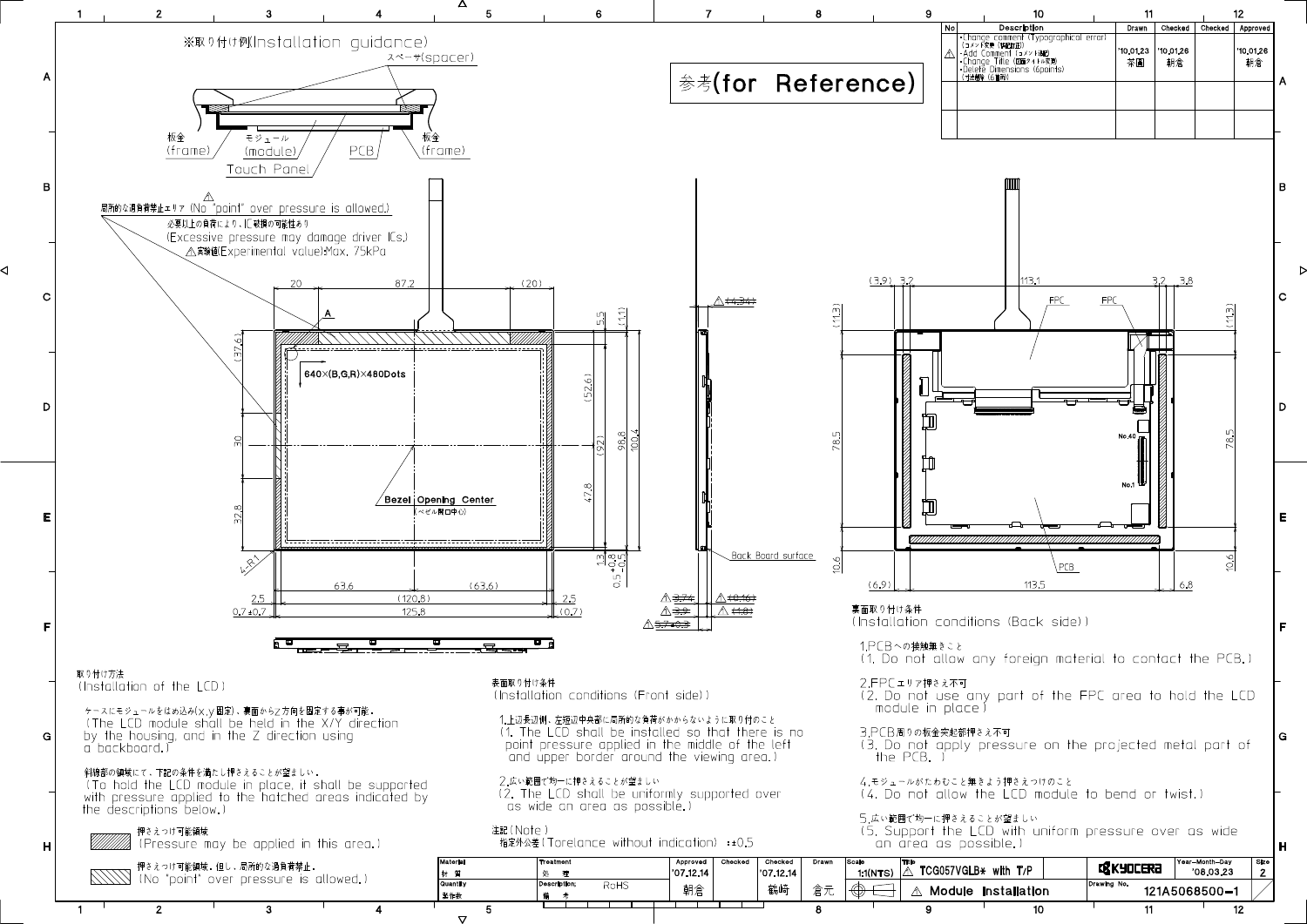※取り付け例(Installation guidance)

スペーサ(spacer)

板金 (frame) / モジュール (module) / Touch Panel / PCB / 板金 (frame)

参考(for Reference)

| No | Description | Drawn | Checked | Checked | Approved |
|---|---|---|---|---|---|
| ⚠ | ・Change comment (Typographical error) (コメント変更 (誤記訂正)) ・Add Comment (コメント追記) ・Change Title (図面タイトル変更) ・Delete Dimensions (6points) (寸法削除 (6箇所)) | '10,01,23 茶圓 | '10,01,26 朝倉 | | '10,01,26 新倉 |
| | | | | | |
| | | | | | |

⚠ 局所的な過負荷禁止エリア (No "point" over pressure is allowed.)
必要以上の負荷により、IC破損の可能性あり
(Excessive pressure may damage driver ICs.)
⚠実験値(Experimental value):Max. 75kPa

640×(B,G,R)×480Dots

Bezel Opening Center (ベゼル開口中心)

Back Board surface

FPC / FPC / PCB / No.40 / No.1

取り付け方法
(Installation of the LCD)

ケースにモジュールをはめ込み(x,y固定)、裏面からz方向を固定する事が可能。
(The LCD module shall be held in the X/Y direction by the housing, and in the Z direction using a backboard.)

斜線部の領域にて、下記の条件を満たし押さえることが望ましい。
(To hold the LCD module in place, it shall be supported with pressure applied to the hatched areas indicated by the descriptions below.)

押さえつけ可能領域
(Pressure may be applied in this area.)

押さえつけ可能領域。但し、局所的な過負荷禁止。
(No "point" over pressure is allowed.)

表面取り付け条件
(Installation conditions (Front side))

1.上辺長辺側、左短辺中央部に局所的な負荷がかからないように取り付けのこと
(1. The LCD shall be installed so that there is no point pressure applied in the middle of the left and upper border around the viewing area.)

2.広い範囲で均一に押さえることが望ましい
(2. The LCD shall be uniformly supported over as wide an area as possible.)

注記(Note)
指定外公差(Torelance without indication) : ±0.5

裏面取り付け条件
(Installation conditions (Back side))

1.PCBへの接触無きこと
(1. Do not allow any foreign material to contact the PCB.)

2.FPCエリア押さえ不可
(2. Do not use any part of the FPC area to hold the LCD module in place)

3.PCB周りの板金突起部押さえ不可
(3. Do not apply pressure on the projected metal part of the PCB.)

4.モジュールがたわむこと無きよう押さえつけのこと
(4. Do not allow the LCD module to bend or twist.)

5.広い範囲で均一に押さえることが望ましい
(5. Support the LCD with uniform pressure over as wide an area as possible.)

| Material 材質 | Treatment 処理 | Approved | Checked | Checked | Drawn | Scale | Title | | Year-Month-Day | Size |
|---|---|---|---|---|---|---|---|---|---|---|
| | | '07.12.14 | | '07.12.14 | | 1:1(NTS) | ⚠ TCG057VGLB* with T/P | KYOCERA | '08,03,23 | 2 |
| Quantity 数作数 | Description; 備考 RoHS | 朝倉 | | 鶴崎 | 倉元 | | ⚠ Module Installation | Drawing No. 121A5068500-1 | | |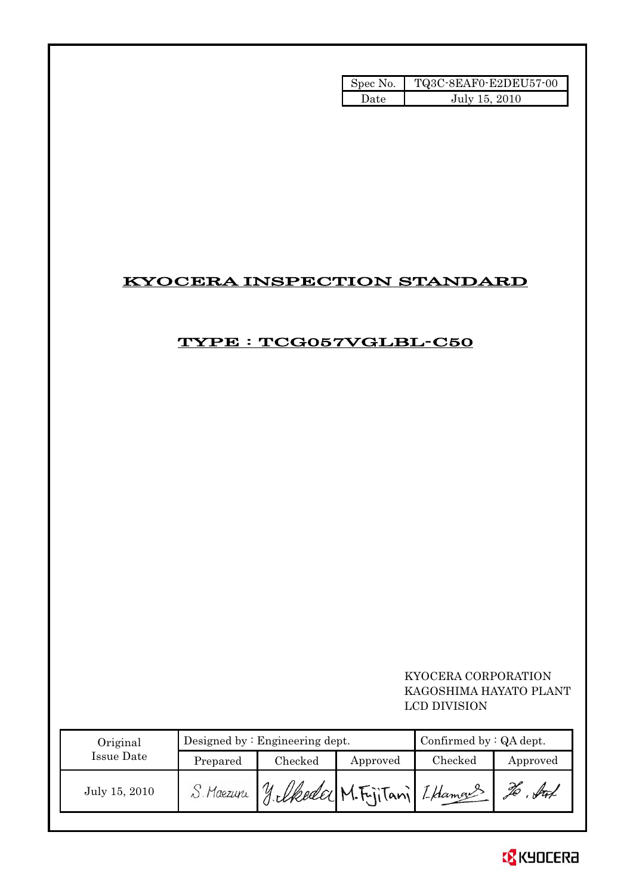| Spec No. | TQ3C-8EAF0-E2DEU57-00 |
|---|---|
| Date | July 15, 2010 |

# KYOCERA INSPECTION STANDARD

## TYPE : TCG057VGLBL-C50

KYOCERA CORPORATION
KAGOSHIMA HAYATO PLANT
LCD DIVISION

| Original Issue Date | Designed by : Engineering dept. | | | Confirmed by : QA dept. | |
|---|---|---|---|---|---|
| | Prepared | Checked | Approved | Checked | Approved |
| July 15, 2010 | S. Maezuru | Y. Ikeda | M. Fujitani | I. Hamao | |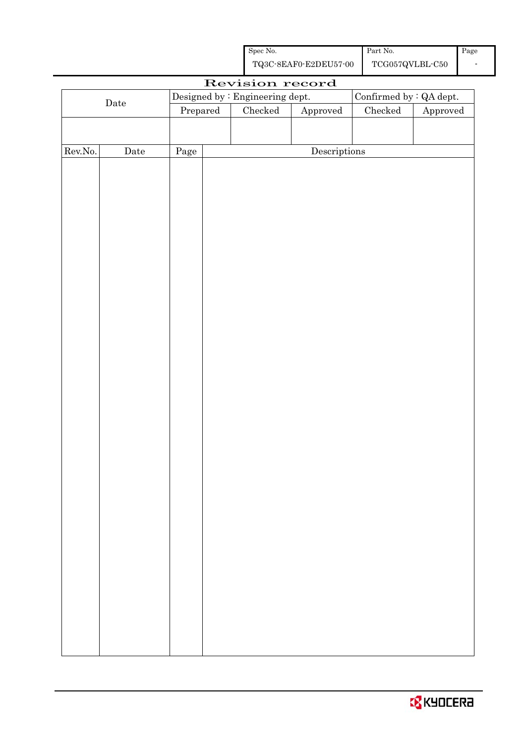| Spec No. | Part No. | Page |
|---|---|---|
| TQ3C-8EAF0-E2DEU57-00 | TCG057QVLBL-C50 | - |

# Revision record

| Date | Designed by : Engineering dept. | | | Confirmed by : QA dept. | |
|---|---|---|---|---|---|
| | Prepared | Checked | Approved | Checked | Approved |
| | | | | | |

| Rev.No. | Date | Page | Descriptions |
|---|---|---|---|
| | | | |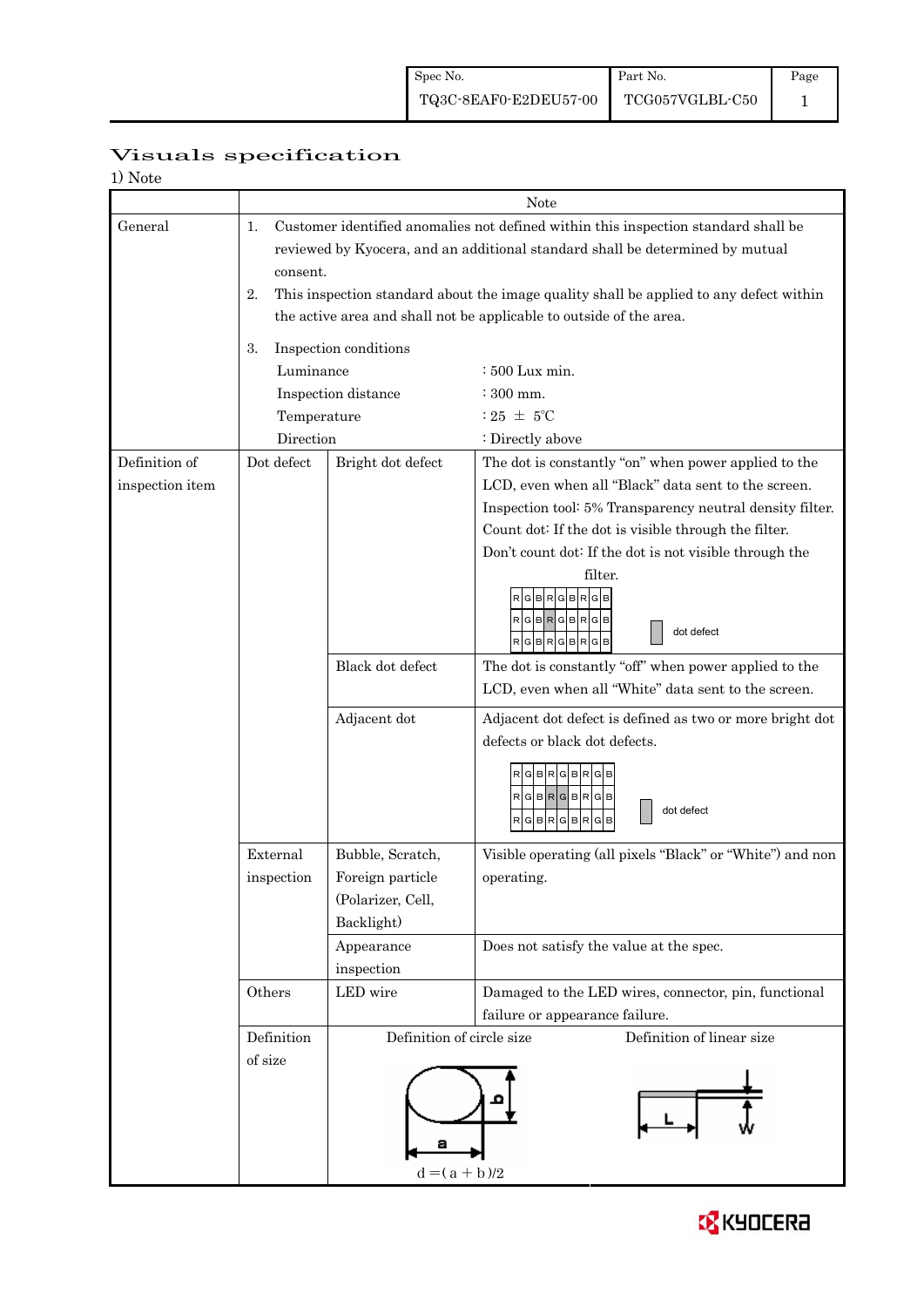# Visuals specification

1) Note

| | | | Note |
|---|---|---|---|
| General | 1. Customer identified anomalies not defined within this inspection standard shall be reviewed by Kyocera, and an additional standard shall be determined by mutual consent.<br>2. This inspection standard about the image quality shall be applied to any defect within the active area and shall not be applicable to outside of the area.<br>3. Inspection conditions<br>Luminance : 500 Lux min.<br>Inspection distance : 300 mm.<br>Temperature : 25 ± 5℃<br>Direction : Directly above | | |
| Definition of inspection item | Dot defect | Bright dot defect | The dot is constantly "on" when power applied to the LCD, even when all "Black" data sent to the screen.<br>Inspection tool: 5% Transparency neutral density filter.<br>Count dot: If the dot is visible through the filter.<br>Don't count dot: If the dot is not visible through the filter.<br>R G B R G B R G B / R G B R G B R G B / R G B R G B R G B — dot defect |
| | | Black dot defect | The dot is constantly "off" when power applied to the LCD, even when all "White" data sent to the screen. |
| | | Adjacent dot | Adjacent dot defect is defined as two or more bright dot defects or black dot defects.<br>R G B R G B R G B / R G B R G B R G B / R G B R G B R G B — dot defect |
| | External inspection | Bubble, Scratch, Foreign particle (Polarizer, Cell, Backlight) | Visible operating (all pixels "Black" or "White") and non operating. |
| | | Appearance inspection | Does not satisfy the value at the spec. |
| | Others | LED wire | Damaged to the LED wires, connector, pin, functional failure or appearance failure. |
| | Definition of size | Definition of circle size<br>a, b<br>$d = (a + b)/2$ | Definition of linear size<br>L, W |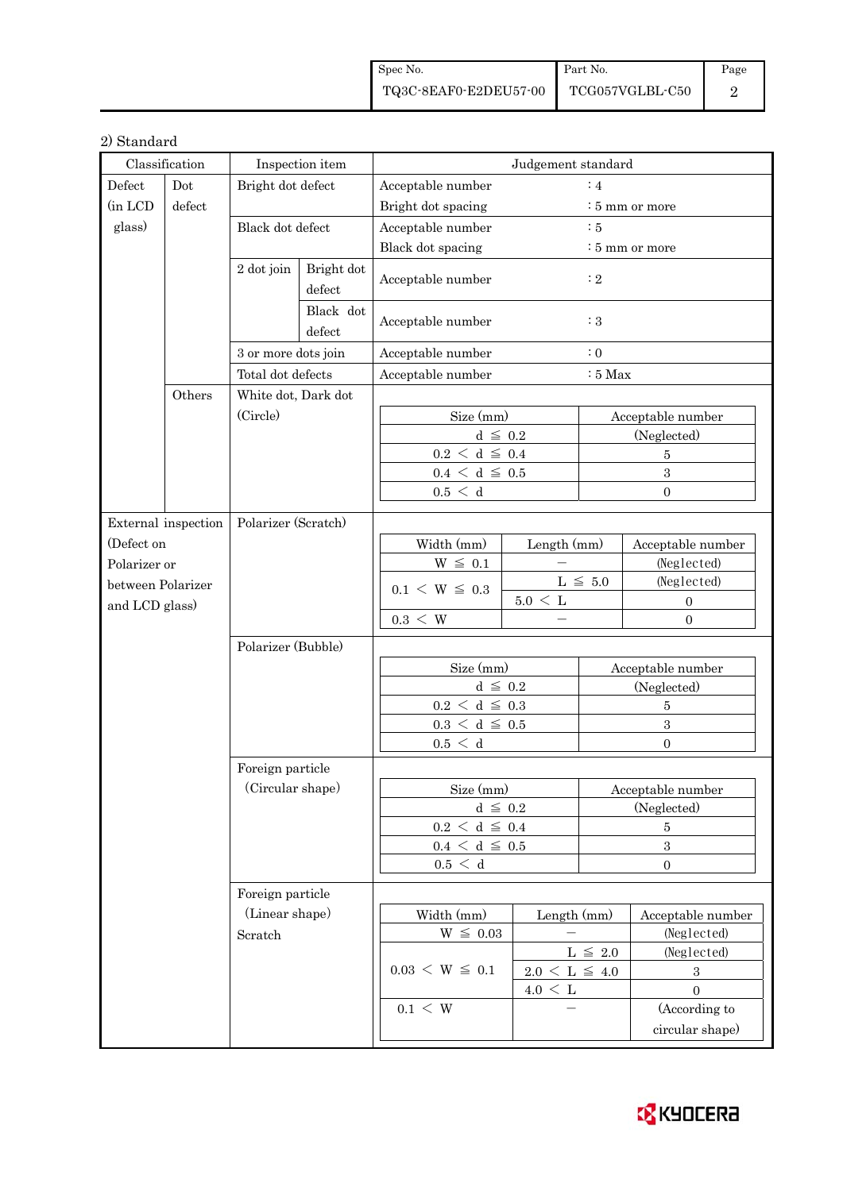2) Standard

| Classification | | Inspection item | | Judgement standard |
|---|---|---|---|---|
| Defect (in LCD glass) | Dot defect | Bright dot defect | | Acceptable number : 4<br>Bright dot spacing : 5 mm or more |
| | | Black dot defect | | Acceptable number : 5<br>Black dot spacing : 5 mm or more |
| | | 2 dot join | Bright dot defect | Acceptable number : 2 |
| | | | Black dot defect | Acceptable number : 3 |
| | | 3 or more dots join | | Acceptable number : 0 |
| | | Total dot defects | | Acceptable number : 5 Max |
| | Others | White dot, Dark dot (Circle) | | see table below |
| External inspection (Defect on Polarizer or between Polarizer and LCD glass) | | Polarizer (Scratch) | | see table below |
| | | Polarizer (Bubble) | | see table below |
| | | Foreign particle (Circular shape) | | see table below |
| | | Foreign particle (Linear shape) Scratch | | see table below |

White dot, Dark dot (Circle)

| Size (mm) | Acceptable number |
|---|---|
| $d \leqq 0.2$ | (Neglected) |
| $0.2 < d \leqq 0.4$ | 5 |
| $0.4 < d \leqq 0.5$ | 3 |
| $0.5 < d$ | 0 |

Polarizer (Scratch)

| Width (mm) | Length (mm) | Acceptable number |
|---|---|---|
| $W \leqq 0.1$ | − | (Neglected) |
| $0.1 < W \leqq 0.3$ | $L \leqq 5.0$ | (Neglected) |
| | $5.0 < L$ | 0 |
| $0.3 < W$ | − | 0 |

Polarizer (Bubble)

| Size (mm) | Acceptable number |
|---|---|
| $d \leqq 0.2$ | (Neglected) |
| $0.2 < d \leqq 0.3$ | 5 |
| $0.3 < d \leqq 0.5$ | 3 |
| $0.5 < d$ | 0 |

Foreign particle (Circular shape)

| Size (mm) | Acceptable number |
|---|---|
| $d \leqq 0.2$ | (Neglected) |
| $0.2 < d \leqq 0.4$ | 5 |
| $0.4 < d \leqq 0.5$ | 3 |
| $0.5 < d$ | 0 |

Foreign particle (Linear shape) Scratch

| Width (mm) | Length (mm) | Acceptable number |
|---|---|---|
| $W \leqq 0.03$ | − | (Neglected) |
| $0.03 < W \leqq 0.1$ | $L \leqq 2.0$ | (Neglected) |
| | $2.0 < L \leqq 4.0$ | 3 |
| | $4.0 < L$ | 0 |
| $0.1 < W$ | − | (According to circular shape) |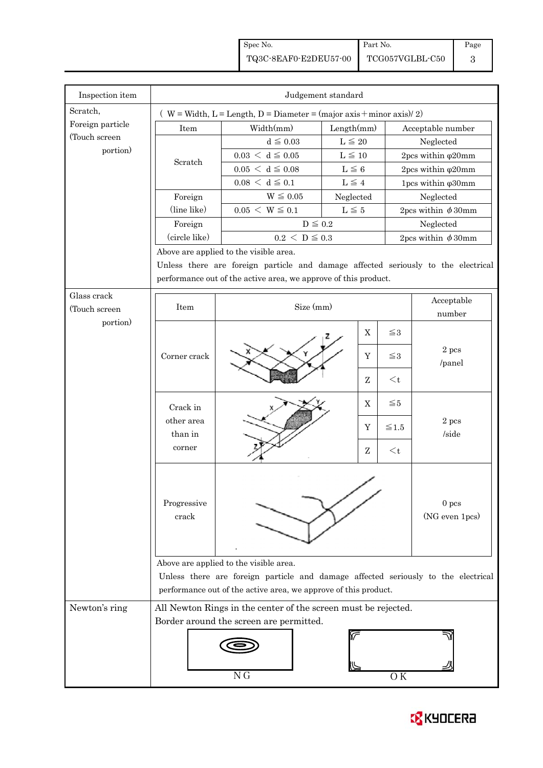| Inspection item | Judgement standard | | | |
|---|---|---|---|---|
| Scratch, Foreign particle (Touch screen portion) | ( W = Width, L = Length, D = Diameter = (major axis + minor axis)/ 2) | | | |
| | Item | Width(mm) | Length(mm) | Acceptable number |
| | Scratch | d ≦ 0.03 | L ≦ 20 | Neglected |
| | | 0.03 < d ≦ 0.05 | L ≦ 10 | 2pcs within φ20mm |
| | | 0.05 < d ≦ 0.08 | L ≦ 6 | 2pcs within φ20mm |
| | | 0.08 < d ≦ 0.1 | L ≦ 4 | 1pcs within φ30mm |
| | Foreign (line like) | W ≦ 0.05 | Neglected | Neglected |
| | | 0.05 < W ≦ 0.1 | L ≦ 5 | 2pcs within φ30mm |
| | Foreign (circle like) | D ≦ 0.2 | | Neglected |
| | | 0.2 < D ≦ 0.3 | | 2pcs within φ30mm |
| | Above are applied to the visible area. Unless there are foreign particle and damage affected seriously to the electrical performance out of the active area, we approve of this product. | | | |

| Inspection item | Item | Size (mm) | | Acceptable number |
|---|---|---|---|---|
| Glass crack (Touch screen portion) | Corner crack | X | ≦3 | 2 pcs /panel |
| | | Y | ≦3 | |
| | | Z | <t | |
| | Crack in other area than in corner | X | ≦5 | 2 pcs /side |
| | | Y | ≦1.5 | |
| | | Z | <t | |
| | Progressive crack | | | 0 pcs (NG even 1pcs) |
| | Above are applied to the visible area. Unless there are foreign particle and damage affected seriously to the electrical performance out of the active area, we approve of this product. | | | |

| Inspection item | Judgement standard |
|---|---|
| Newton's ring | All Newton Rings in the center of the screen must be rejected. Border around the screen are permitted. |

NG

OK